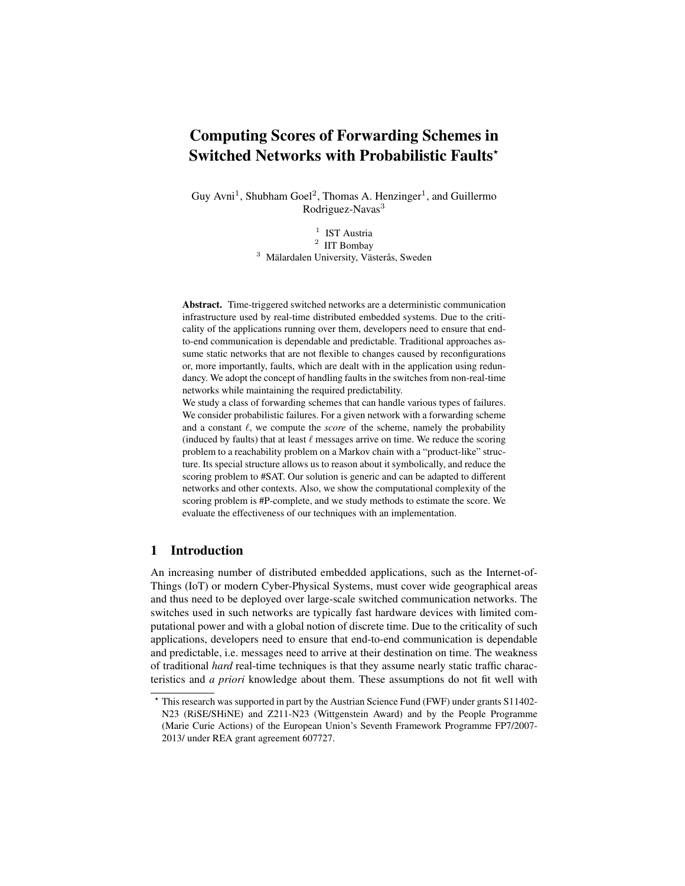# Computing Scores of Forwarding Schemes in Switched Networks with Probabilistic Faults*

Guy Avni[1], Shubham Goel[2], Thomas A. Henzinger[1], and Guillermo Rodriguez-Navas[3]

[1] IST Austria
[2] IIT Bombay
[3] Mälardalen University, Västerås, Sweden

**Abstract.** Time-triggered switched networks are a deterministic communication infrastructure used by real-time distributed embedded systems. Due to the criticality of the applications running over them, developers need to ensure that end-to-end communication is dependable and predictable. Traditional approaches assume static networks that are not flexible to changes caused by reconfigurations or, more importantly, faults, which are dealt with in the application using redundancy. We adopt the concept of handling faults in the switches from non-real-time networks while maintaining the required predictability.

We study a class of forwarding schemes that can handle various types of failures. We consider probabilistic failures. For a given network with a forwarding scheme and a constant $\ell$, we compute the *score* of the scheme, namely the probability (induced by faults) that at least $\ell$ messages arrive on time. We reduce the scoring problem to a reachability problem on a Markov chain with a "product-like" structure. Its special structure allows us to reason about it symbolically, and reduce the scoring problem to #SAT. Our solution is generic and can be adapted to different networks and other contexts. Also, we show the computational complexity of the scoring problem is #P-complete, and we study methods to estimate the score. We evaluate the effectiveness of our techniques with an implementation.

## 1 Introduction

An increasing number of distributed embedded applications, such as the Internet-of-Things (IoT) or modern Cyber-Physical Systems, must cover wide geographical areas and thus need to be deployed over large-scale switched communication networks. The switches used in such networks are typically fast hardware devices with limited computational power and with a global notion of discrete time. Due to the criticality of such applications, developers need to ensure that end-to-end communication is dependable and predictable, i.e. messages need to arrive at their destination on time. The weakness of traditional *hard* real-time techniques is that they assume nearly static traffic characteristics and *a priori* knowledge about them. These assumptions do not fit well with

* This research was supported in part by the Austrian Science Fund (FWF) under grants S11402-N23 (RiSE/SHiNE) and Z211-N23 (Wittgenstein Award) and by the People Programme (Marie Curie Actions) of the European Union's Seventh Framework Programme FP7/2007-2013/ under REA grant agreement 607727.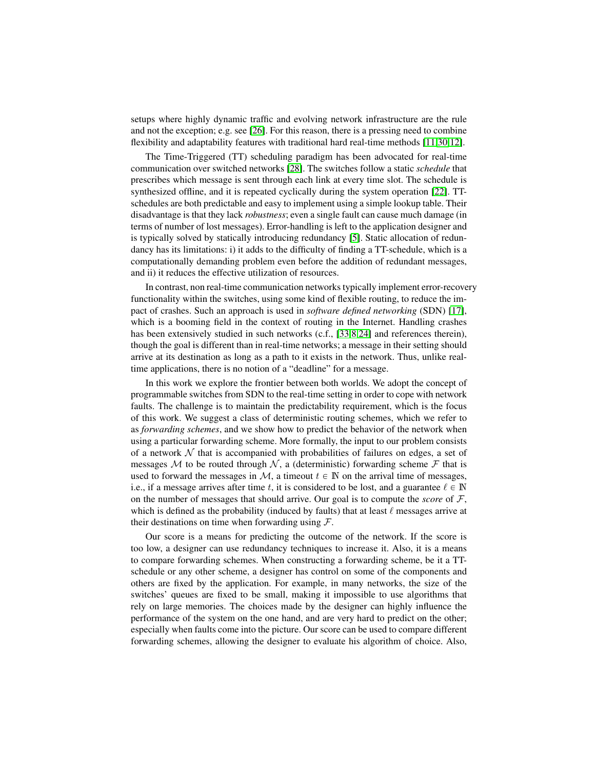setups where highly dynamic traffic and evolving network infrastructure are the rule and not the exception; e.g. see [26]. For this reason, there is a pressing need to combine flexibility and adaptability features with traditional hard real-time methods [11,30,12].

The Time-Triggered (TT) scheduling paradigm has been advocated for real-time communication over switched networks [28]. The switches follow a static *schedule* that prescribes which message is sent through each link at every time slot. The schedule is synthesized offline, and it is repeated cyclically during the system operation [22]. TT-schedules are both predictable and easy to implement using a simple lookup table. Their disadvantage is that they lack *robustness*; even a single fault can cause much damage (in terms of number of lost messages). Error-handling is left to the application designer and is typically solved by statically introducing redundancy [5]. Static allocation of redundancy has its limitations: i) it adds to the difficulty of finding a TT-schedule, which is a computationally demanding problem even before the addition of redundant messages, and ii) it reduces the effective utilization of resources.

In contrast, non real-time communication networks typically implement error-recovery functionality within the switches, using some kind of flexible routing, to reduce the impact of crashes. Such an approach is used in *software defined networking* (SDN) [17], which is a booming field in the context of routing in the Internet. Handling crashes has been extensively studied in such networks (c.f., [33,8,24] and references therein), though the goal is different than in real-time networks; a message in their setting should arrive at its destination as long as a path to it exists in the network. Thus, unlike real-time applications, there is no notion of a "deadline" for a message.

In this work we explore the frontier between both worlds. We adopt the concept of programmable switches from SDN to the real-time setting in order to cope with network faults. The challenge is to maintain the predictability requirement, which is the focus of this work. We suggest a class of deterministic routing schemes, which we refer to as *forwarding schemes*, and we show how to predict the behavior of the network when using a particular forwarding scheme. More formally, the input to our problem consists of a network $\mathcal{N}$ that is accompanied with probabilities of failures on edges, a set of messages $\mathcal{M}$ to be routed through $\mathcal{N}$, a (deterministic) forwarding scheme $\mathcal{F}$ that is used to forward the messages in $\mathcal{M}$, a timeout $t \in \mathbb{N}$ on the arrival time of messages, i.e., if a message arrives after time $t$, it is considered to be lost, and a guarantee $\ell \in \mathbb{N}$ on the number of messages that should arrive. Our goal is to compute the *score* of $\mathcal{F}$, which is defined as the probability (induced by faults) that at least $\ell$ messages arrive at their destinations on time when forwarding using $\mathcal{F}$.

Our score is a means for predicting the outcome of the network. If the score is too low, a designer can use redundancy techniques to increase it. Also, it is a means to compare forwarding schemes. When constructing a forwarding scheme, be it a TT-schedule or any other scheme, a designer has control on some of the components and others are fixed by the application. For example, in many networks, the size of the switches' queues are fixed to be small, making it impossible to use algorithms that rely on large memories. The choices made by the designer can highly influence the performance of the system on the one hand, and are very hard to predict on the other; especially when faults come into the picture. Our score can be used to compare different forwarding schemes, allowing the designer to evaluate his algorithm of choice. Also,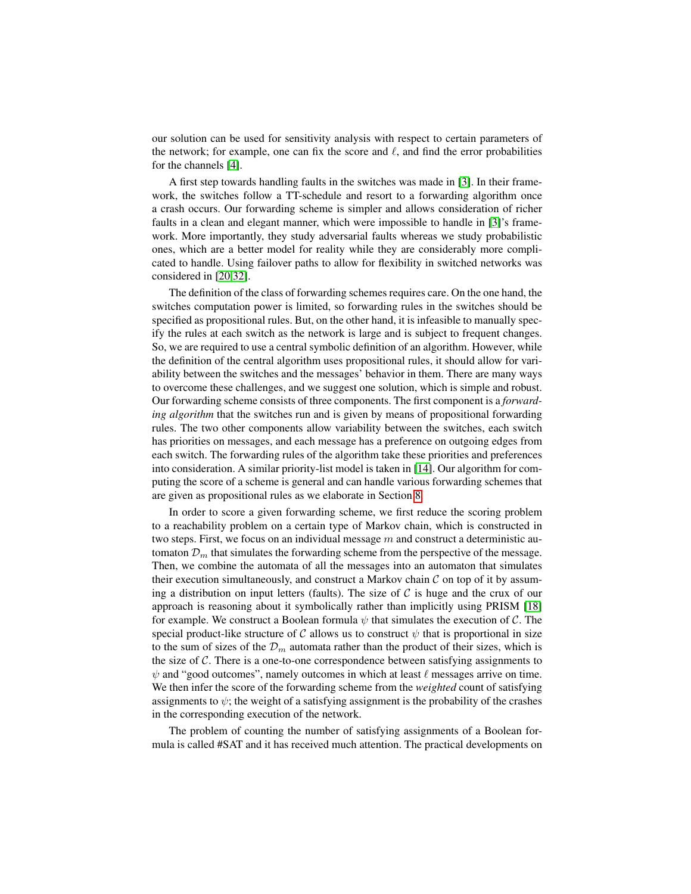our solution can be used for sensitivity analysis with respect to certain parameters of the network; for example, one can fix the score and $\ell$, and find the error probabilities for the channels [4].

A first step towards handling faults in the switches was made in [3]. In their framework, the switches follow a TT-schedule and resort to a forwarding algorithm once a crash occurs. Our forwarding scheme is simpler and allows consideration of richer faults in a clean and elegant manner, which were impossible to handle in [3]'s framework. More importantly, they study adversarial faults whereas we study probabilistic ones, which are a better model for reality while they are considerably more complicated to handle. Using failover paths to allow for flexibility in switched networks was considered in [20,32].

The definition of the class of forwarding schemes requires care. On the one hand, the switches computation power is limited, so forwarding rules in the switches should be specified as propositional rules. But, on the other hand, it is infeasible to manually specify the rules at each switch as the network is large and is subject to frequent changes. So, we are required to use a central symbolic definition of an algorithm. However, while the definition of the central algorithm uses propositional rules, it should allow for variability between the switches and the messages' behavior in them. There are many ways to overcome these challenges, and we suggest one solution, which is simple and robust. Our forwarding scheme consists of three components. The first component is a *forwarding algorithm* that the switches run and is given by means of propositional forwarding rules. The two other components allow variability between the switches, each switch has priorities on messages, and each message has a preference on outgoing edges from each switch. The forwarding rules of the algorithm take these priorities and preferences into consideration. A similar priority-list model is taken in [14]. Our algorithm for computing the score of a scheme is general and can handle various forwarding schemes that are given as propositional rules as we elaborate in Section 8.

In order to score a given forwarding scheme, we first reduce the scoring problem to a reachability problem on a certain type of Markov chain, which is constructed in two steps. First, we focus on an individual message $m$ and construct a deterministic automaton $\mathcal{D}_m$ that simulates the forwarding scheme from the perspective of the message. Then, we combine the automata of all the messages into an automaton that simulates their execution simultaneously, and construct a Markov chain $\mathcal{C}$ on top of it by assuming a distribution on input letters (faults). The size of $\mathcal{C}$ is huge and the crux of our approach is reasoning about it symbolically rather than implicitly using PRISM [18] for example. We construct a Boolean formula $\psi$ that simulates the execution of $\mathcal{C}$. The special product-like structure of $\mathcal{C}$ allows us to construct $\psi$ that is proportional in size to the sum of sizes of the $\mathcal{D}_m$ automata rather than the product of their sizes, which is the size of $\mathcal{C}$. There is a one-to-one correspondence between satisfying assignments to $\psi$ and "good outcomes", namely outcomes in which at least $\ell$ messages arrive on time. We then infer the score of the forwarding scheme from the *weighted* count of satisfying assignments to $\psi$; the weight of a satisfying assignment is the probability of the crashes in the corresponding execution of the network.

The problem of counting the number of satisfying assignments of a Boolean formula is called #SAT and it has received much attention. The practical developments on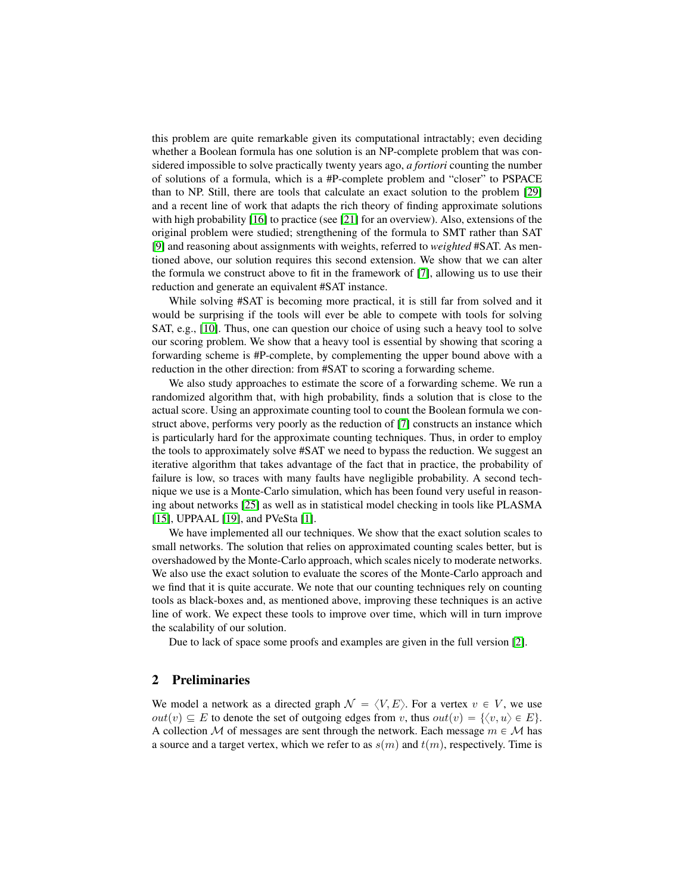this problem are quite remarkable given its computational intractably; even deciding whether a Boolean formula has one solution is an NP-complete problem that was considered impossible to solve practically twenty years ago, *a fortiori* counting the number of solutions of a formula, which is a #P-complete problem and "closer" to PSPACE than to NP. Still, there are tools that calculate an exact solution to the problem [29] and a recent line of work that adapts the rich theory of finding approximate solutions with high probability [16] to practice (see [21] for an overview). Also, extensions of the original problem were studied; strengthening of the formula to SMT rather than SAT [9] and reasoning about assignments with weights, referred to *weighted* #SAT. As mentioned above, our solution requires this second extension. We show that we can alter the formula we construct above to fit in the framework of [7], allowing us to use their reduction and generate an equivalent #SAT instance.

While solving #SAT is becoming more practical, it is still far from solved and it would be surprising if the tools will ever be able to compete with tools for solving SAT, e.g., [10]. Thus, one can question our choice of using such a heavy tool to solve our scoring problem. We show that a heavy tool is essential by showing that scoring a forwarding scheme is #P-complete, by complementing the upper bound above with a reduction in the other direction: from #SAT to scoring a forwarding scheme.

We also study approaches to estimate the score of a forwarding scheme. We run a randomized algorithm that, with high probability, finds a solution that is close to the actual score. Using an approximate counting tool to count the Boolean formula we construct above, performs very poorly as the reduction of [7] constructs an instance which is particularly hard for the approximate counting techniques. Thus, in order to employ the tools to approximately solve #SAT we need to bypass the reduction. We suggest an iterative algorithm that takes advantage of the fact that in practice, the probability of failure is low, so traces with many faults have negligible probability. A second technique we use is a Monte-Carlo simulation, which has been found very useful in reasoning about networks [25] as well as in statistical model checking in tools like PLASMA [15], UPPAAL [19], and PVeSta [1].

We have implemented all our techniques. We show that the exact solution scales to small networks. The solution that relies on approximated counting scales better, but is overshadowed by the Monte-Carlo approach, which scales nicely to moderate networks. We also use the exact solution to evaluate the scores of the Monte-Carlo approach and we find that it is quite accurate. We note that our counting techniques rely on counting tools as black-boxes and, as mentioned above, improving these techniques is an active line of work. We expect these tools to improve over time, which will in turn improve the scalability of our solution.

Due to lack of space some proofs and examples are given in the full version [2].

## 2 Preliminaries

We model a network as a directed graph $\mathcal{N} = \langle V, E \rangle$. For a vertex $v \in V$, we use $out(v) \subseteq E$ to denote the set of outgoing edges from $v$, thus $out(v) = \{\langle v, u \rangle \in E\}$. A collection $\mathcal{M}$ of messages are sent through the network. Each message $m \in \mathcal{M}$ has a source and a target vertex, which we refer to as $s(m)$ and $t(m)$, respectively. Time is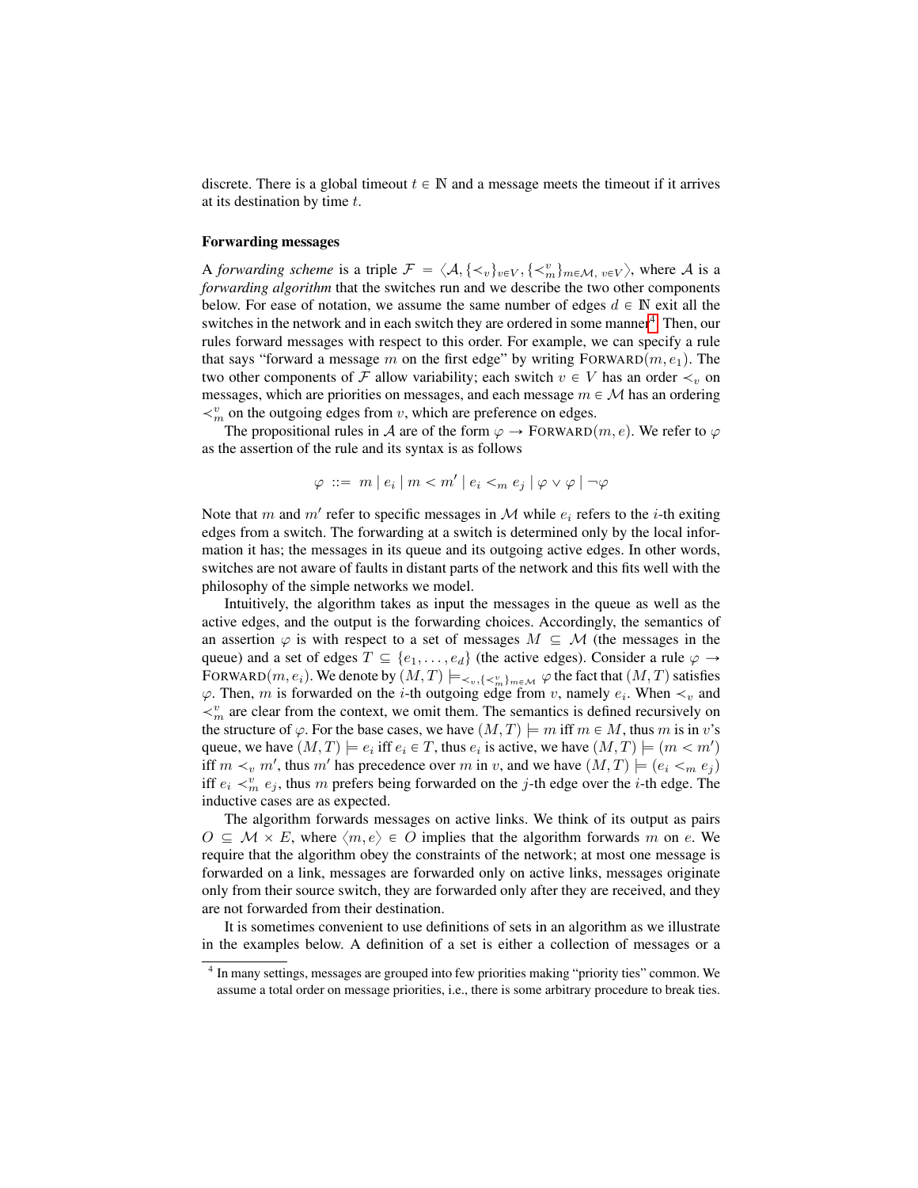discrete. There is a global timeout $t \in \mathbb{N}$ and a message meets the timeout if it arrives at its destination by time $t$.

**Forwarding messages**

A *forwarding scheme* is a triple $\mathcal{F} = \langle \mathcal{A}, \{\prec_v\}_{v \in V}, \{\prec_m^v\}_{m \in \mathcal{M},\ v \in V} \rangle$, where $\mathcal{A}$ is a *forwarding algorithm* that the switches run and we describe the two other components below. For ease of notation, we assume the same number of edges $d \in \mathbb{N}$ exit all the switches in the network and in each switch they are ordered in some manner[4]. Then, our rules forward messages with respect to this order. For example, we can specify a rule that says "forward a message $m$ on the first edge" by writing $\text{FORWARD}(m, e_1)$. The two other components of $\mathcal{F}$ allow variability; each switch $v \in V$ has an order $\prec_v$ on messages, which are priorities on messages, and each message $m \in \mathcal{M}$ has an ordering $\prec_m^v$ on the outgoing edges from $v$, which are preference on edges.

The propositional rules in $\mathcal{A}$ are of the form $\varphi \to \text{FORWARD}(m, e)$. We refer to $\varphi$ as the assertion of the rule and its syntax is as follows

$$\varphi ::= m \mid e_i \mid m < m' \mid e_i <_m e_j \mid \varphi \vee \varphi \mid \neg\varphi$$

Note that $m$ and $m'$ refer to specific messages in $\mathcal{M}$ while $e_i$ refers to the $i$-th exiting edges from a switch. The forwarding at a switch is determined only by the local information it has; the messages in its queue and its outgoing active edges. In other words, switches are not aware of faults in distant parts of the network and this fits well with the philosophy of the simple networks we model.

Intuitively, the algorithm takes as input the messages in the queue as well as the active edges, and the output is the forwarding choices. Accordingly, the semantics of an assertion $\varphi$ is with respect to a set of messages $M \subseteq \mathcal{M}$ (the messages in the queue) and a set of edges $T \subseteq \{e_1, \ldots, e_d\}$ (the active edges). Consider a rule $\varphi \to \text{FORWARD}(m, e_i)$. We denote by $(M, T) \models_{\prec_v, \{\prec_m^v\}_{m \in \mathcal{M}}} \varphi$ the fact that $(M, T)$ satisfies $\varphi$. Then, $m$ is forwarded on the $i$-th outgoing edge from $v$, namely $e_i$. When $\prec_v$ and $\prec_m^v$ are clear from the context, we omit them. The semantics is defined recursively on the structure of $\varphi$. For the base cases, we have $(M, T) \models m$ iff $m \in M$, thus $m$ is in $v$'s queue, we have $(M, T) \models e_i$ iff $e_i \in T$, thus $e_i$ is active, we have $(M, T) \models (m < m')$ iff $m \prec_v m'$, thus $m'$ has precedence over $m$ in $v$, and we have $(M, T) \models (e_i <_m e_j)$ iff $e_i \prec_m^v e_j$, thus $m$ prefers being forwarded on the $j$-th edge over the $i$-th edge. The inductive cases are as expected.

The algorithm forwards messages on active links. We think of its output as pairs $O \subseteq \mathcal{M} \times E$, where $\langle m, e \rangle \in O$ implies that the algorithm forwards $m$ on $e$. We require that the algorithm obey the constraints of the network; at most one message is forwarded on a link, messages are forwarded only on active links, messages originate only from their source switch, they are forwarded only after they are received, and they are not forwarded from their destination.

It is sometimes convenient to use definitions of sets in an algorithm as we illustrate in the examples below. A definition of a set is either a collection of messages or a

---

[4] In many settings, messages are grouped into few priorities making "priority ties" common. We assume a total order on message priorities, i.e., there is some arbitrary procedure to break ties.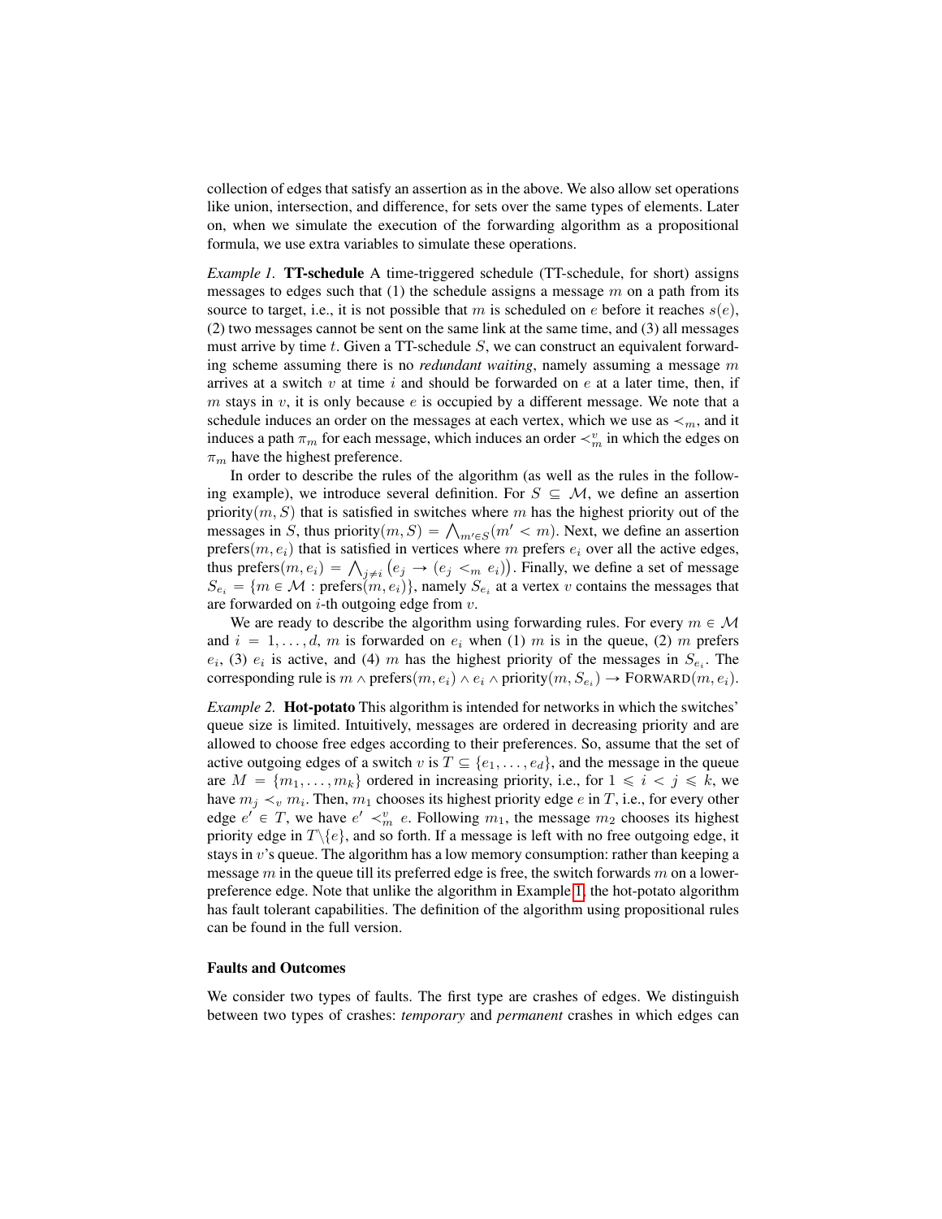collection of edges that satisfy an assertion as in the above. We also allow set operations like union, intersection, and difference, for sets over the same types of elements. Later on, when we simulate the execution of the forwarding algorithm as a propositional formula, we use extra variables to simulate these operations.

*Example 1.* **TT-schedule** A time-triggered schedule (TT-schedule, for short) assigns messages to edges such that (1) the schedule assigns a message $m$ on a path from its source to target, i.e., it is not possible that $m$ is scheduled on $e$ before it reaches $s(e)$, (2) two messages cannot be sent on the same link at the same time, and (3) all messages must arrive by time $t$. Given a TT-schedule $S$, we can construct an equivalent forwarding scheme assuming there is no *redundant waiting*, namely assuming a message $m$ arrives at a switch $v$ at time $i$ and should be forwarded on $e$ at a later time, then, if $m$ stays in $v$, it is only because $e$ is occupied by a different message. We note that a schedule induces an order on the messages at each vertex, which we use as $\prec_m$, and it induces a path $\pi_m$ for each message, which induces an order $\prec_m^v$ in which the edges on $\pi_m$ have the highest preference.

In order to describe the rules of the algorithm (as well as the rules in the following example), we introduce several definition. For $S \subseteq \mathcal{M}$, we define an assertion priority$(m, S)$ that is satisfied in switches where $m$ has the highest priority out of the messages in $S$, thus priority$(m, S) = \bigwedge_{m' \in S}(m' < m)$. Next, we define an assertion prefers$(m, e_i)$ that is satisfied in vertices where $m$ prefers $e_i$ over all the active edges, thus prefers$(m, e_i) = \bigwedge_{j \neq i} \big(e_j \rightarrow (e_j <_m e_i)\big)$. Finally, we define a set of message $S_{e_i} = \{m \in \mathcal{M} : \text{prefers}(m, e_i)\}$, namely $S_{e_i}$ at a vertex $v$ contains the messages that are forwarded on $i$-th outgoing edge from $v$.

We are ready to describe the algorithm using forwarding rules. For every $m \in \mathcal{M}$ and $i = 1, \ldots, d$, $m$ is forwarded on $e_i$ when (1) $m$ is in the queue, (2) $m$ prefers $e_i$, (3) $e_i$ is active, and (4) $m$ has the highest priority of the messages in $S_{e_i}$. The corresponding rule is $m \wedge \text{prefers}(m, e_i) \wedge e_i \wedge \text{priority}(m, S_{e_i}) \rightarrow \text{FORWARD}(m, e_i)$.

*Example 2.* **Hot-potato** This algorithm is intended for networks in which the switches' queue size is limited. Intuitively, messages are ordered in decreasing priority and are allowed to choose free edges according to their preferences. So, assume that the set of active outgoing edges of a switch $v$ is $T \subseteq \{e_1, \ldots, e_d\}$, and the message in the queue are $M = \{m_1, \ldots, m_k\}$ ordered in increasing priority, i.e., for $1 \leqslant i < j \leqslant k$, we have $m_j \prec_v m_i$. Then, $m_1$ chooses its highest priority edge $e$ in $T$, i.e., for every other edge $e' \in T$, we have $e' \prec_m^v e$. Following $m_1$, the message $m_2$ chooses its highest priority edge in $T \setminus \{e\}$, and so forth. If a message is left with no free outgoing edge, it stays in $v$'s queue. The algorithm has a low memory consumption: rather than keeping a message $m$ in the queue till its preferred edge is free, the switch forwards $m$ on a lower-preference edge. Note that unlike the algorithm in Example 1, the hot-potato algorithm has fault tolerant capabilities. The definition of the algorithm using propositional rules can be found in the full version.

### Faults and Outcomes

We consider two types of faults. The first type are crashes of edges. We distinguish between two types of crashes: *temporary* and *permanent* crashes in which edges can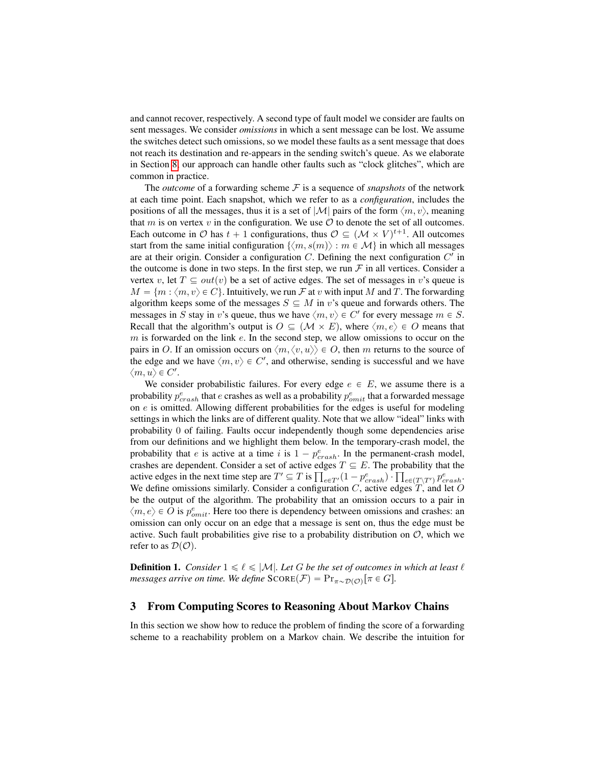and cannot recover, respectively. A second type of fault model we consider are faults on sent messages. We consider *omissions* in which a sent message can be lost. We assume the switches detect such omissions, so we model these faults as a sent message that does not reach its destination and re-appears in the sending switch's queue. As we elaborate in Section 8, our approach can handle other faults such as "clock glitches", which are common in practice.

The *outcome* of a forwarding scheme $\mathcal{F}$ is a sequence of *snapshots* of the network at each time point. Each snapshot, which we refer to as a *configuration*, includes the positions of all the messages, thus it is a set of $|\mathcal{M}|$ pairs of the form $\langle m, v \rangle$, meaning that $m$ is on vertex $v$ in the configuration. We use $\mathcal{O}$ to denote the set of all outcomes. Each outcome in $\mathcal{O}$ has $t+1$ configurations, thus $\mathcal{O} \subseteq (\mathcal{M} \times V)^{t+1}$. All outcomes start from the same initial configuration $\{\langle m, s(m) \rangle : m \in \mathcal{M}\}$ in which all messages are at their origin. Consider a configuration $C$. Defining the next configuration $C'$ in the outcome is done in two steps. In the first step, we run $\mathcal{F}$ in all vertices. Consider a vertex $v$, let $T \subseteq out(v)$ be a set of active edges. The set of messages in $v$'s queue is $M = \{m : \langle m, v \rangle \in C\}$. Intuitively, we run $\mathcal{F}$ at $v$ with input $M$ and $T$. The forwarding algorithm keeps some of the messages $S \subseteq M$ in $v$'s queue and forwards others. The messages in $S$ stay in $v$'s queue, thus we have $\langle m, v \rangle \in C'$ for every message $m \in S$. Recall that the algorithm's output is $O \subseteq (\mathcal{M} \times E)$, where $\langle m, e \rangle \in O$ means that $m$ is forwarded on the link $e$. In the second step, we allow omissions to occur on the pairs in $O$. If an omission occurs on $\langle m, \langle v, u \rangle \rangle \in O$, then $m$ returns to the source of the edge and we have $\langle m, v \rangle \in C'$, and otherwise, sending is successful and we have $\langle m, u \rangle \in C'$.

We consider probabilistic failures. For every edge $e \in E$, we assume there is a probability $p^e_{crash}$ that $e$ crashes as well as a probability $p^e_{omit}$ that a forwarded message on $e$ is omitted. Allowing different probabilities for the edges is useful for modeling settings in which the links are of different quality. Note that we allow "ideal" links with probability 0 of failing. Faults occur independently though some dependencies arise from our definitions and we highlight them below. In the temporary-crash model, the probability that $e$ is active at a time $i$ is $1 - p^e_{crash}$. In the permanent-crash model, crashes are dependent. Consider a set of active edges $T \subseteq E$. The probability that the active edges in the next time step are $T' \subseteq T$ is $\prod_{e \in T'}(1 - p^e_{crash}) \cdot \prod_{e \in (T \setminus T')} p^e_{crash}$. We define omissions similarly. Consider a configuration $C$, active edges $T$, and let $O$ be the output of the algorithm. The probability that an omission occurs to a pair in $\langle m, e \rangle \in O$ is $p^e_{omit}$. Here too there is dependency between omissions and crashes: an omission can only occur on an edge that a message is sent on, thus the edge must be active. Such fault probabilities give rise to a probability distribution on $\mathcal{O}$, which we refer to as $\mathcal{D}(\mathcal{O})$.

**Definition 1.** *Consider $1 \leqslant \ell \leqslant |\mathcal{M}|$. Let $G$ be the set of outcomes in which at least $\ell$ messages arrive on time. We define* $\text{SCORE}(\mathcal{F}) = \Pr_{\pi \sim \mathcal{D}(\mathcal{O})}[\pi \in G]$.

## 3 From Computing Scores to Reasoning About Markov Chains

In this section we show how to reduce the problem of finding the score of a forwarding scheme to a reachability problem on a Markov chain. We describe the intuition for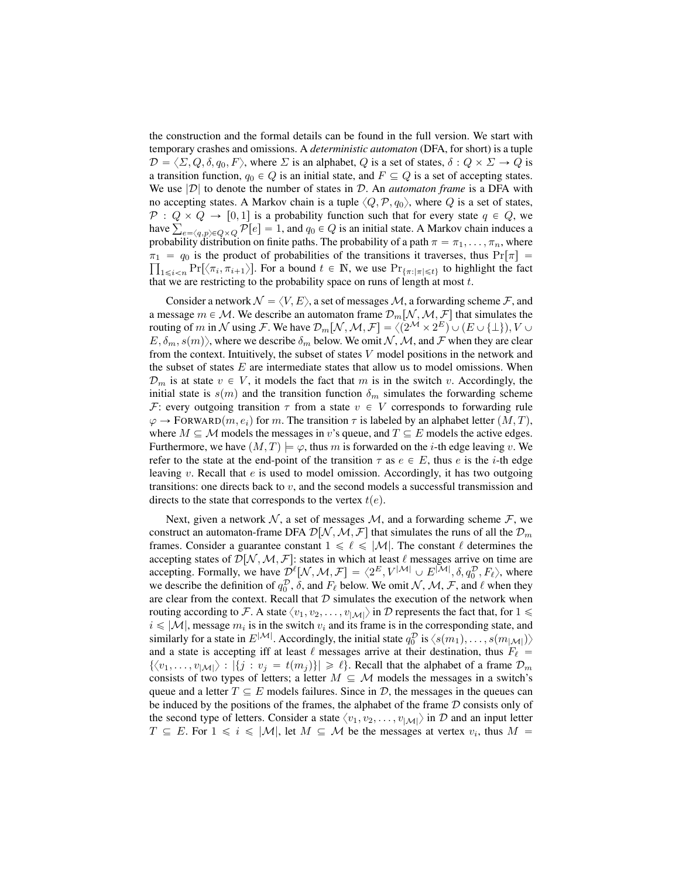the construction and the formal details can be found in the full version. We start with temporary crashes and omissions. A *deterministic automaton* (DFA, for short) is a tuple $\mathcal{D} = \langle \Sigma, Q, \delta, q_0, F \rangle$, where $\Sigma$ is an alphabet, $Q$ is a set of states, $\delta : Q \times \Sigma \to Q$ is a transition function, $q_0 \in Q$ is an initial state, and $F \subseteq Q$ is a set of accepting states. We use $|\mathcal{D}|$ to denote the number of states in $\mathcal{D}$. An *automaton frame* is a DFA with no accepting states. A Markov chain is a tuple $\langle Q, \mathcal{P}, q_0 \rangle$, where $Q$ is a set of states, $\mathcal{P} : Q \times Q \to [0,1]$ is a probability function such that for every state $q \in Q$, we have $\sum_{e=\langle q,p \rangle \in Q \times Q} \mathcal{P}[e] = 1$, and $q_0 \in Q$ is an initial state. A Markov chain induces a probability distribution on finite paths. The probability of a path $\pi = \pi_1, \ldots, \pi_n$, where $\pi_1 = q_0$ is the product of probabilities of the transitions it traverses, thus $\Pr[\pi] = \prod_{1 \leqslant i < n} \Pr[\langle \pi_i, \pi_{i+1} \rangle]$. For a bound $t \in \mathbb{N}$, we use $\Pr_{\{\pi : |\pi| \leqslant t\}}$ to highlight the fact that we are restricting to the probability space on runs of length at most $t$.

Consider a network $\mathcal{N} = \langle V, E \rangle$, a set of messages $\mathcal{M}$, a forwarding scheme $\mathcal{F}$, and a message $m \in \mathcal{M}$. We describe an automaton frame $\mathcal{D}_m[\mathcal{N}, \mathcal{M}, \mathcal{F}]$ that simulates the routing of $m$ in $\mathcal{N}$ using $\mathcal{F}$. We have $\mathcal{D}_m[\mathcal{N}, \mathcal{M}, \mathcal{F}] = \langle (2^{\mathcal{M}} \times 2^E) \cup (E \cup \{\bot\}), V \cup E, \delta_m, s(m) \rangle$, where we describe $\delta_m$ below. We omit $\mathcal{N}$, $\mathcal{M}$, and $\mathcal{F}$ when they are clear from the context. Intuitively, the subset of states $V$ model positions in the network and the subset of states $E$ are intermediate states that allow us to model omissions. When $\mathcal{D}_m$ is at state $v \in V$, it models the fact that $m$ is in the switch $v$. Accordingly, the initial state is $s(m)$ and the transition function $\delta_m$ simulates the forwarding scheme $\mathcal{F}$: every outgoing transition $\tau$ from a state $v \in V$ corresponds to forwarding rule $\varphi \to \text{FORWARD}(m, e_i)$ for $m$. The transition $\tau$ is labeled by an alphabet letter $(M, T)$, where $M \subseteq \mathcal{M}$ models the messages in $v$'s queue, and $T \subseteq E$ models the active edges. Furthermore, we have $(M, T) \models \varphi$, thus $m$ is forwarded on the $i$-th edge leaving $v$. We refer to the state at the end-point of the transition $\tau$ as $e \in E$, thus $e$ is the $i$-th edge leaving $v$. Recall that $e$ is used to model omission. Accordingly, it has two outgoing transitions: one directs back to $v$, and the second models a successful transmission and directs to the state that corresponds to the vertex $t(e)$.

Next, given a network $\mathcal{N}$, a set of messages $\mathcal{M}$, and a forwarding scheme $\mathcal{F}$, we construct an automaton-frame DFA $\mathcal{D}[\mathcal{N}, \mathcal{M}, \mathcal{F}]$ that simulates the runs of all the $\mathcal{D}_m$ frames. Consider a guarantee constant $1 \leqslant \ell \leqslant |\mathcal{M}|$. The constant $\ell$ determines the accepting states of $\mathcal{D}[\mathcal{N}, \mathcal{M}, \mathcal{F}]$: states in which at least $\ell$ messages arrive on time are accepting. Formally, we have $\mathcal{D}^{\ell}[\mathcal{N}, \mathcal{M}, \mathcal{F}] = \langle 2^E, V^{|\mathcal{M}|} \cup E^{|\mathcal{M}|}, \delta, q_0^{\mathcal{D}}, F_\ell \rangle$, where we describe the definition of $q_0^{\mathcal{D}}$, $\delta$, and $F_\ell$ below. We omit $\mathcal{N}$, $\mathcal{M}$, $\mathcal{F}$, and $\ell$ when they are clear from the context. Recall that $\mathcal{D}$ simulates the execution of the network when routing according to $\mathcal{F}$. A state $\langle v_1, v_2, \ldots, v_{|\mathcal{M}|} \rangle$ in $\mathcal{D}$ represents the fact that, for $1 \leqslant i \leqslant |\mathcal{M}|$, message $m_i$ is in the switch $v_i$ and its frame is in the corresponding state, and similarly for a state in $E^{|\mathcal{M}|}$. Accordingly, the initial state $q_0^{\mathcal{D}}$ is $\langle s(m_1), \ldots, s(m_{|\mathcal{M}|}) \rangle$ and a state is accepting iff at least $\ell$ messages arrive at their destination, thus $F_\ell = \{\langle v_1, \ldots, v_{|\mathcal{M}|} \rangle : |\{j : v_j = t(m_j)\}| \geqslant \ell\}$. Recall that the alphabet of a frame $\mathcal{D}_m$ consists of two types of letters; a letter $M \subseteq \mathcal{M}$ models the messages in a switch's queue and a letter $T \subseteq E$ models failures. Since in $\mathcal{D}$, the messages in the queues can be induced by the positions of the frames, the alphabet of the frame $\mathcal{D}$ consists only of the second type of letters. Consider a state $\langle v_1, v_2, \ldots, v_{|\mathcal{M}|} \rangle$ in $\mathcal{D}$ and an input letter $T \subseteq E$. For $1 \leqslant i \leqslant |\mathcal{M}|$, let $M \subseteq \mathcal{M}$ be the messages at vertex $v_i$, thus $M =$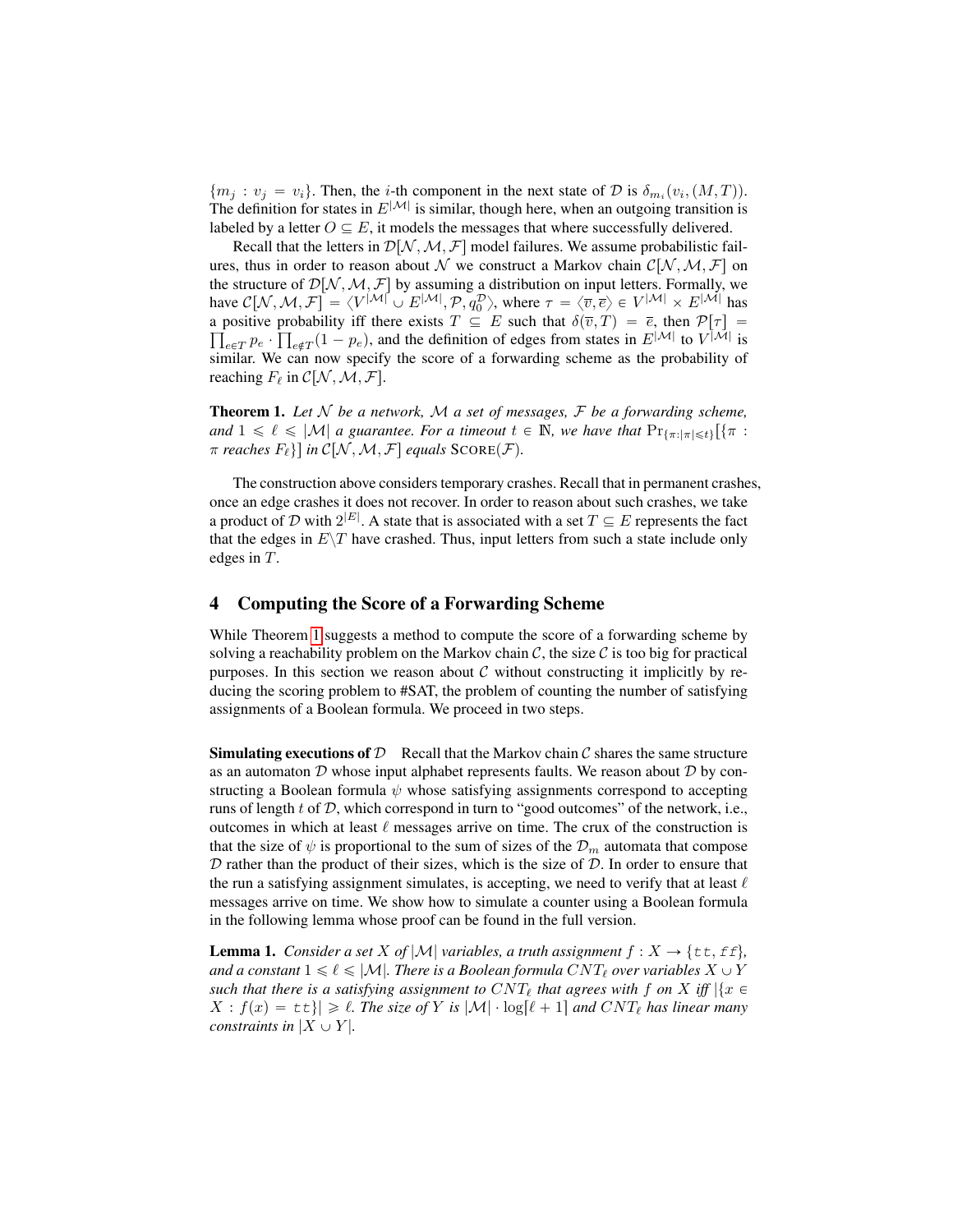$\{m_j : v_j = v_i\}$. Then, the $i$-th component in the next state of $\mathcal{D}$ is $\delta_{m_i}(v_i, (M, T))$. The definition for states in $E^{|\mathcal{M}|}$ is similar, though here, when an outgoing transition is labeled by a letter $O \subseteq E$, it models the messages that where successfully delivered.

Recall that the letters in $\mathcal{D}[\mathcal{N}, \mathcal{M}, \mathcal{F}]$ model failures. We assume probabilistic failures, thus in order to reason about $\mathcal{N}$ we construct a Markov chain $\mathcal{C}[\mathcal{N}, \mathcal{M}, \mathcal{F}]$ on the structure of $\mathcal{D}[\mathcal{N}, \mathcal{M}, \mathcal{F}]$ by assuming a distribution on input letters. Formally, we have $\mathcal{C}[\mathcal{N}, \mathcal{M}, \mathcal{F}] = \langle V^{|\mathcal{M}|} \cup E^{|\mathcal{M}|}, \mathcal{P}, q_0^{\mathcal{D}} \rangle$, where $\tau = \langle \overline{v}, \overline{e} \rangle \in V^{|\mathcal{M}|} \times E^{|\mathcal{M}|}$ has a positive probability iff there exists $T \subseteq E$ such that $\delta(\overline{v}, T) = \overline{e}$, then $\mathcal{P}[\tau] = \prod_{e \in T} p_e \cdot \prod_{e \notin T} (1 - p_e)$, and the definition of edges from states in $E^{|\mathcal{M}|}$ to $V^{|\mathcal{M}|}$ is similar. We can now specify the score of a forwarding scheme as the probability of reaching $F_\ell$ in $\mathcal{C}[\mathcal{N}, \mathcal{M}, \mathcal{F}]$.

**Theorem 1.** *Let $\mathcal{N}$ be a network, $\mathcal{M}$ a set of messages, $\mathcal{F}$ be a forwarding scheme, and $1 \leqslant \ell \leqslant |\mathcal{M}|$ a guarantee. For a timeout $t \in \mathbb{N}$, we have that $\Pr_{\{\pi : |\pi| \leqslant t\}}[\{\pi : \pi \text{ reaches } F_\ell\}]$ in $\mathcal{C}[\mathcal{N}, \mathcal{M}, \mathcal{F}]$ equals* $\text{SCORE}(\mathcal{F})$.

The construction above considers temporary crashes. Recall that in permanent crashes, once an edge crashes it does not recover. In order to reason about such crashes, we take a product of $\mathcal{D}$ with $2^{|E|}$. A state that is associated with a set $T \subseteq E$ represents the fact that the edges in $E \backslash T$ have crashed. Thus, input letters from such a state include only edges in $T$.

## 4 Computing the Score of a Forwarding Scheme

While Theorem 1 suggests a method to compute the score of a forwarding scheme by solving a reachability problem on the Markov chain $\mathcal{C}$, the size $\mathcal{C}$ is too big for practical purposes. In this section we reason about $\mathcal{C}$ without constructing it implicitly by reducing the scoring problem to #SAT, the problem of counting the number of satisfying assignments of a Boolean formula. We proceed in two steps.

**Simulating executions of $\mathcal{D}$** Recall that the Markov chain $\mathcal{C}$ shares the same structure as an automaton $\mathcal{D}$ whose input alphabet represents faults. We reason about $\mathcal{D}$ by constructing a Boolean formula $\psi$ whose satisfying assignments correspond to accepting runs of length $t$ of $\mathcal{D}$, which correspond in turn to "good outcomes" of the network, i.e., outcomes in which at least $\ell$ messages arrive on time. The crux of the construction is that the size of $\psi$ is proportional to the sum of sizes of the $\mathcal{D}_m$ automata that compose $\mathcal{D}$ rather than the product of their sizes, which is the size of $\mathcal{D}$. In order to ensure that the run a satisfying assignment simulates, is accepting, we need to verify that at least $\ell$ messages arrive on time. We show how to simulate a counter using a Boolean formula in the following lemma whose proof can be found in the full version.

**Lemma 1.** *Consider a set $X$ of $|\mathcal{M}|$ variables, a truth assignment $f : X \to \{\texttt{tt}, \texttt{ff}\}$, and a constant $1 \leqslant \ell \leqslant |\mathcal{M}|$. There is a Boolean formula $CNT_\ell$ over variables $X \cup Y$ such that there is a satisfying assignment to $CNT_\ell$ that agrees with $f$ on $X$ iff $|\{x \in X : f(x) = \texttt{tt}\}| \geqslant \ell$. The size of $Y$ is $|\mathcal{M}| \cdot \log\lceil \ell + 1 \rceil$ and $CNT_\ell$ has linear many constraints in $|X \cup Y|$.*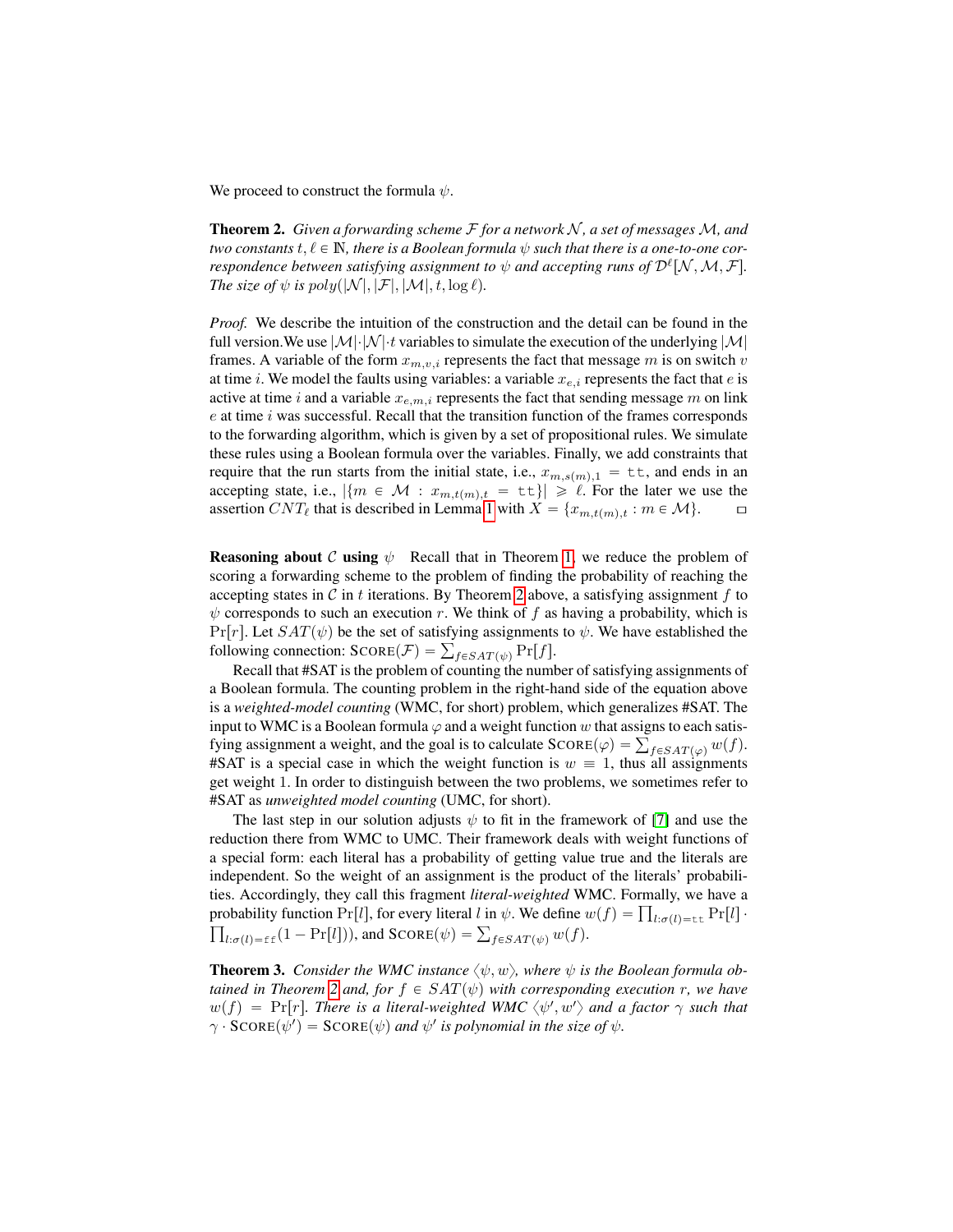We proceed to construct the formula $\psi$.

**Theorem 2.** *Given a forwarding scheme $\mathcal{F}$ for a network $\mathcal{N}$, a set of messages $\mathcal{M}$, and two constants $t, \ell \in \mathbb{N}$, there is a Boolean formula $\psi$ such that there is a one-to-one correspondence between satisfying assignment to $\psi$ and accepting runs of $\mathcal{D}^{\ell}[\mathcal{N}, \mathcal{M}, \mathcal{F}]$. The size of $\psi$ is $poly(|\mathcal{N}|, |\mathcal{F}|, |\mathcal{M}|, t, \log \ell)$.*

*Proof.* We describe the intuition of the construction and the detail can be found in the full version.We use $|\mathcal{M}| \cdot |\mathcal{N}| \cdot t$ variables to simulate the execution of the underlying $|\mathcal{M}|$ frames. A variable of the form $x_{m,v,i}$ represents the fact that message $m$ is on switch $v$ at time $i$. We model the faults using variables: a variable $x_{e,i}$ represents the fact that $e$ is active at time $i$ and a variable $x_{e,m,i}$ represents the fact that sending message $m$ on link $e$ at time $i$ was successful. Recall that the transition function of the frames corresponds to the forwarding algorithm, which is given by a set of propositional rules. We simulate these rules using a Boolean formula over the variables. Finally, we add constraints that require that the run starts from the initial state, i.e., $x_{m,s(m),1} = \texttt{tt}$, and ends in an accepting state, i.e., $|\{m \in \mathcal{M} : x_{m,t(m),t} = \texttt{tt}\}| \geqslant \ell$. For the later we use the assertion $CNT_{\ell}$ that is described in Lemma 1 with $X = \{x_{m,t(m),t} : m \in \mathcal{M}\}$. $\square$

**Reasoning about $\mathcal{C}$ using $\psi$** Recall that in Theorem 1, we reduce the problem of scoring a forwarding scheme to the problem of finding the probability of reaching the accepting states in $\mathcal{C}$ in $t$ iterations. By Theorem 2 above, a satisfying assignment $f$ to $\psi$ corresponds to such an execution $r$. We think of $f$ as having a probability, which is $\Pr[r]$. Let $SAT(\psi)$ be the set of satisfying assignments to $\psi$. We have established the following connection: $\textsc{Score}(\mathcal{F}) = \sum_{f \in SAT(\psi)} \Pr[f]$.

Recall that #SAT is the problem of counting the number of satisfying assignments of a Boolean formula. The counting problem in the right-hand side of the equation above is a *weighted-model counting* (WMC, for short) problem, which generalizes #SAT. The input to WMC is a Boolean formula $\varphi$ and a weight function $w$ that assigns to each satisfying assignment a weight, and the goal is to calculate $\textsc{Score}(\varphi) = \sum_{f \in SAT(\varphi)} w(f)$. #SAT is a special case in which the weight function is $w \equiv 1$, thus all assignments get weight 1. In order to distinguish between the two problems, we sometimes refer to #SAT as *unweighted model counting* (UMC, for short).

The last step in our solution adjusts $\psi$ to fit in the framework of [7] and use the reduction there from WMC to UMC. Their framework deals with weight functions of a special form: each literal has a probability of getting value true and the literals are independent. So the weight of an assignment is the product of the literals' probabilities. Accordingly, they call this fragment *literal-weighted* WMC. Formally, we have a probability function $\Pr[l]$, for every literal $l$ in $\psi$. We define $w(f) = \prod_{l:\sigma(l)=\texttt{tt}} \Pr[l] \cdot \prod_{l:\sigma(l)=\texttt{ff}} (1 - \Pr[l])$), and $\textsc{Score}(\psi) = \sum_{f \in SAT(\psi)} w(f)$.

**Theorem 3.** *Consider the WMC instance $\langle \psi, w \rangle$, where $\psi$ is the Boolean formula obtained in Theorem 2 and, for $f \in SAT(\psi)$ with corresponding execution $r$, we have $w(f) = \Pr[r]$. There is a literal-weighted WMC $\langle \psi', w' \rangle$ and a factor $\gamma$ such that $\gamma \cdot \textsc{Score}(\psi') = \textsc{Score}(\psi)$ and $\psi'$ is polynomial in the size of $\psi$.*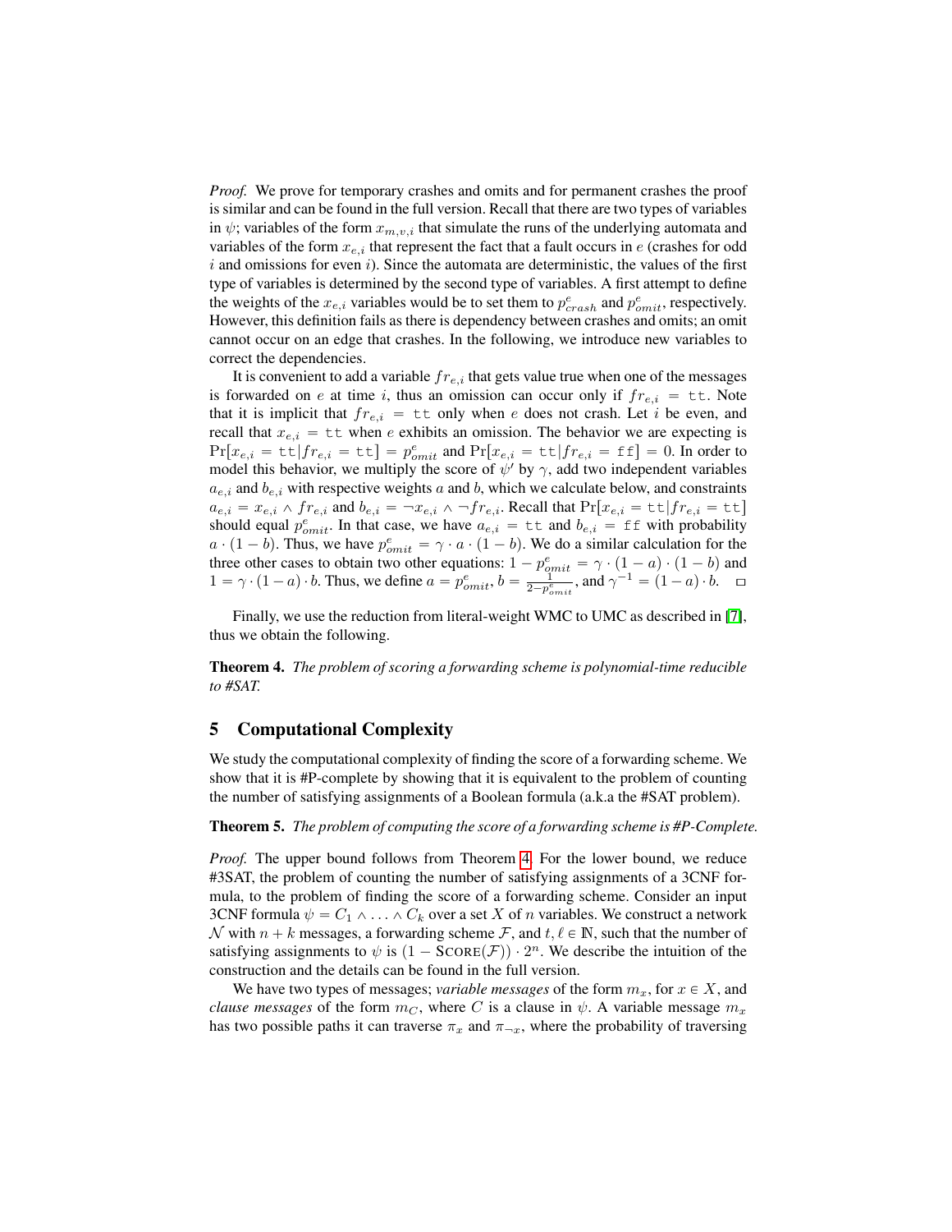*Proof.* We prove for temporary crashes and omits and for permanent crashes the proof is similar and can be found in the full version. Recall that there are two types of variables in $\psi$; variables of the form $x_{m,v,i}$ that simulate the runs of the underlying automata and variables of the form $x_{e,i}$ that represent the fact that a fault occurs in $e$ (crashes for odd $i$ and omissions for even $i$). Since the automata are deterministic, the values of the first type of variables is determined by the second type of variables. A first attempt to define the weights of the $x_{e,i}$ variables would be to set them to $p^e_{crash}$ and $p^e_{omit}$, respectively. However, this definition fails as there is dependency between crashes and omits; an omit cannot occur on an edge that crashes. In the following, we introduce new variables to correct the dependencies.

It is convenient to add a variable $fr_{e,i}$ that gets value true when one of the messages is forwarded on $e$ at time $i$, thus an omission can occur only if $fr_{e,i} = \texttt{tt}$. Note that it is implicit that $fr_{e,i} = \texttt{tt}$ only when $e$ does not crash. Let $i$ be even, and recall that $x_{e,i} = \texttt{tt}$ when $e$ exhibits an omission. The behavior we are expecting is $\Pr[x_{e,i} = \texttt{tt} | fr_{e,i} = \texttt{tt}] = p^e_{omit}$ and $\Pr[x_{e,i} = \texttt{tt} | fr_{e,i} = \texttt{ff}] = 0$. In order to model this behavior, we multiply the score of $\psi'$ by $\gamma$, add two independent variables $a_{e,i}$ and $b_{e,i}$ with respective weights $a$ and $b$, which we calculate below, and constraints $a_{e,i} = x_{e,i} \wedge fr_{e,i}$ and $b_{e,i} = \neg x_{e,i} \wedge \neg fr_{e,i}$. Recall that $\Pr[x_{e,i} = \texttt{tt} | fr_{e,i} = \texttt{tt}]$ should equal $p^e_{omit}$. In that case, we have $a_{e,i} = \texttt{tt}$ and $b_{e,i} = \texttt{ff}$ with probability $a \cdot (1-b)$. Thus, we have $p^e_{omit} = \gamma \cdot a \cdot (1-b)$. We do a similar calculation for the three other cases to obtain two other equations: $1 - p^e_{omit} = \gamma \cdot (1-a) \cdot (1-b)$ and $1 = \gamma \cdot (1-a) \cdot b$. Thus, we define $a = p^e_{omit}$, $b = \frac{1}{2 - p^e_{omit}}$, and $\gamma^{-1} = (1-a) \cdot b$. $\square$

Finally, we use the reduction from literal-weight WMC to UMC as described in [7], thus we obtain the following.

**Theorem 4.** *The problem of scoring a forwarding scheme is polynomial-time reducible to #SAT.*

## 5 Computational Complexity

We study the computational complexity of finding the score of a forwarding scheme. We show that it is #P-complete by showing that it is equivalent to the problem of counting the number of satisfying assignments of a Boolean formula (a.k.a the #SAT problem).

**Theorem 5.** *The problem of computing the score of a forwarding scheme is #P-Complete.*

*Proof.* The upper bound follows from Theorem 4. For the lower bound, we reduce #3SAT, the problem of counting the number of satisfying assignments of a 3CNF formula, to the problem of finding the score of a forwarding scheme. Consider an input 3CNF formula $\psi = C_1 \wedge \ldots \wedge C_k$ over a set $X$ of $n$ variables. We construct a network $\mathcal{N}$ with $n + k$ messages, a forwarding scheme $\mathcal{F}$, and $t, \ell \in \mathbb{N}$, such that the number of satisfying assignments to $\psi$ is $(1 - \text{SCORE}(\mathcal{F})) \cdot 2^n$. We describe the intuition of the construction and the details can be found in the full version.

We have two types of messages; *variable messages* of the form $m_x$, for $x \in X$, and *clause messages* of the form $m_C$, where $C$ is a clause in $\psi$. A variable message $m_x$ has two possible paths it can traverse $\pi_x$ and $\pi_{\neg x}$, where the probability of traversing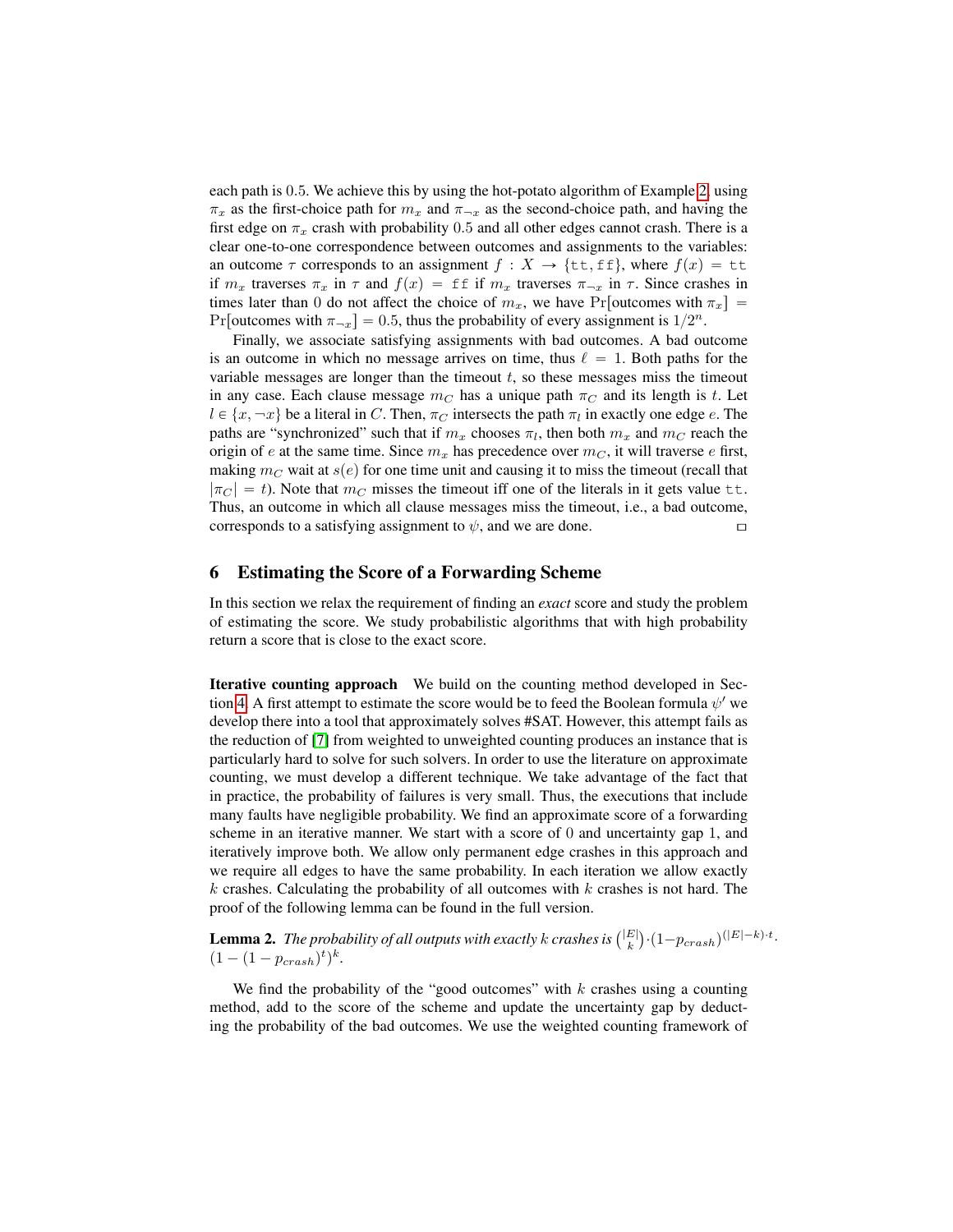each path is 0.5. We achieve this by using the hot-potato algorithm of Example 2, using $\pi_x$ as the first-choice path for $m_x$ and $\pi_{\neg x}$ as the second-choice path, and having the first edge on $\pi_x$ crash with probability 0.5 and all other edges cannot crash. There is a clear one-to-one correspondence between outcomes and assignments to the variables: an outcome $\tau$ corresponds to an assignment $f : X \to \{\texttt{tt}, \texttt{ff}\}$, where $f(x) = \texttt{tt}$ if $m_x$ traverses $\pi_x$ in $\tau$ and $f(x) = \texttt{ff}$ if $m_x$ traverses $\pi_{\neg x}$ in $\tau$. Since crashes in times later than 0 do not affect the choice of $m_x$, we have $\Pr[\text{outcomes with } \pi_x] = \Pr[\text{outcomes with } \pi_{\neg x}] = 0.5$, thus the probability of every assignment is $1/2^n$.

Finally, we associate satisfying assignments with bad outcomes. A bad outcome is an outcome in which no message arrives on time, thus $\ell = 1$. Both paths for the variable messages are longer than the timeout $t$, so these messages miss the timeout in any case. Each clause message $m_C$ has a unique path $\pi_C$ and its length is $t$. Let $l \in \{x, \neg x\}$ be a literal in $C$. Then, $\pi_C$ intersects the path $\pi_l$ in exactly one edge $e$. The paths are "synchronized" such that if $m_x$ chooses $\pi_l$, then both $m_x$ and $m_C$ reach the origin of $e$ at the same time. Since $m_x$ has precedence over $m_C$, it will traverse $e$ first, making $m_C$ wait at $s(e)$ for one time unit and causing it to miss the timeout (recall that $|\pi_C| = t$). Note that $m_C$ misses the timeout iff one of the literals in it gets value $\texttt{tt}$. Thus, an outcome in which all clause messages miss the timeout, i.e., a bad outcome, corresponds to a satisfying assignment to $\psi$, and we are done. ▭

## 6 Estimating the Score of a Forwarding Scheme

In this section we relax the requirement of finding an *exact* score and study the problem of estimating the score. We study probabilistic algorithms that with high probability return a score that is close to the exact score.

**Iterative counting approach** We build on the counting method developed in Section 4. A first attempt to estimate the score would be to feed the Boolean formula $\psi'$ we develop there into a tool that approximately solves #SAT. However, this attempt fails as the reduction of [7] from weighted to unweighted counting produces an instance that is particularly hard to solve for such solvers. In order to use the literature on approximate counting, we must develop a different technique. We take advantage of the fact that in practice, the probability of failures is very small. Thus, the executions that include many faults have negligible probability. We find an approximate score of a forwarding scheme in an iterative manner. We start with a score of 0 and uncertainty gap 1, and iteratively improve both. We allow only permanent edge crashes in this approach and we require all edges to have the same probability. In each iteration we allow exactly $k$ crashes. Calculating the probability of all outcomes with $k$ crashes is not hard. The proof of the following lemma can be found in the full version.

**Lemma 2.** *The probability of all outputs with exactly $k$ crashes is $\binom{|E|}{k} \cdot (1-p_{crash})^{(|E|-k)\cdot t} \cdot (1-(1-p_{crash})^t)^k$.*

We find the probability of the "good outcomes" with $k$ crashes using a counting method, add to the score of the scheme and update the uncertainty gap by deducting the probability of the bad outcomes. We use the weighted counting framework of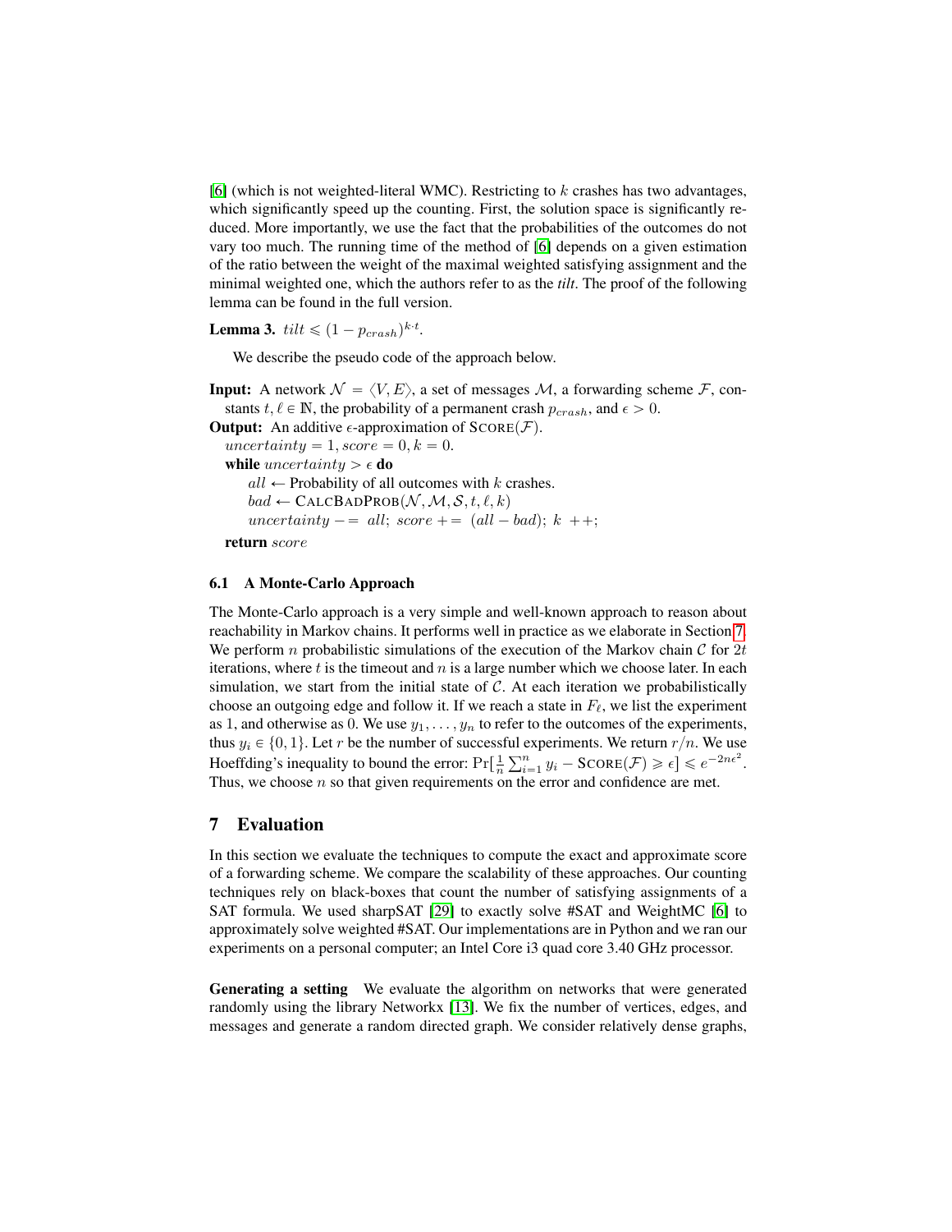[6] (which is not weighted-literal WMC). Restricting to $k$ crashes has two advantages, which significantly speed up the counting. First, the solution space is significantly reduced. More importantly, we use the fact that the probabilities of the outcomes do not vary too much. The running time of the method of [6] depends on a given estimation of the ratio between the weight of the maximal weighted satisfying assignment and the minimal weighted one, which the authors refer to as the *tilt*. The proof of the following lemma can be found in the full version.

**Lemma 3.** $tilt \leqslant (1 - p_{crash})^{k \cdot t}$.

We describe the pseudo code of the approach below.

**Input:** A network $\mathcal{N} = \langle V, E \rangle$, a set of messages $\mathcal{M}$, a forwarding scheme $\mathcal{F}$, constants $t, \ell \in \mathbb{N}$, the probability of a permanent crash $p_{crash}$, and $\epsilon > 0$.
**Output:** An additive $\epsilon$-approximation of $\text{SCORE}(\mathcal{F})$.
$uncertainty = 1, score = 0, k = 0$.
**while** $uncertainty > \epsilon$ **do**
  $all \leftarrow$ Probability of all outcomes with $k$ crashes.
  $bad \leftarrow \text{CALCBADPROB}(\mathcal{N}, \mathcal{M}, \mathcal{S}, t, \ell, k)$
  $uncertainty$ $-=$ $all$; $score$ $+=$ $(all - bad)$; $k$ $++$;
**return** $score$

### 6.1 A Monte-Carlo Approach

The Monte-Carlo approach is a very simple and well-known approach to reason about reachability in Markov chains. It performs well in practice as we elaborate in Section 7. We perform $n$ probabilistic simulations of the execution of the Markov chain $\mathcal{C}$ for $2t$ iterations, where $t$ is the timeout and $n$ is a large number which we choose later. In each simulation, we start from the initial state of $\mathcal{C}$. At each iteration we probabilistically choose an outgoing edge and follow it. If we reach a state in $F_\ell$, we list the experiment as 1, and otherwise as 0. We use $y_1, \ldots, y_n$ to refer to the outcomes of the experiments, thus $y_i \in \{0, 1\}$. Let $r$ be the number of successful experiments. We return $r/n$. We use Hoeffding's inequality to bound the error: $\Pr[\frac{1}{n}\sum_{i=1}^{n} y_i - \text{SCORE}(\mathcal{F}) \geqslant \epsilon] \leqslant e^{-2n\epsilon^2}$. Thus, we choose $n$ so that given requirements on the error and confidence are met.

## 7 Evaluation

In this section we evaluate the techniques to compute the exact and approximate score of a forwarding scheme. We compare the scalability of these approaches. Our counting techniques rely on black-boxes that count the number of satisfying assignments of a SAT formula. We used sharpSAT [29] to exactly solve #SAT and WeightMC [6] to approximately solve weighted #SAT. Our implementations are in Python and we ran our experiments on a personal computer; an Intel Core i3 quad core 3.40 GHz processor.

**Generating a setting** We evaluate the algorithm on networks that were generated randomly using the library Networkx [13]. We fix the number of vertices, edges, and messages and generate a random directed graph. We consider relatively dense graphs,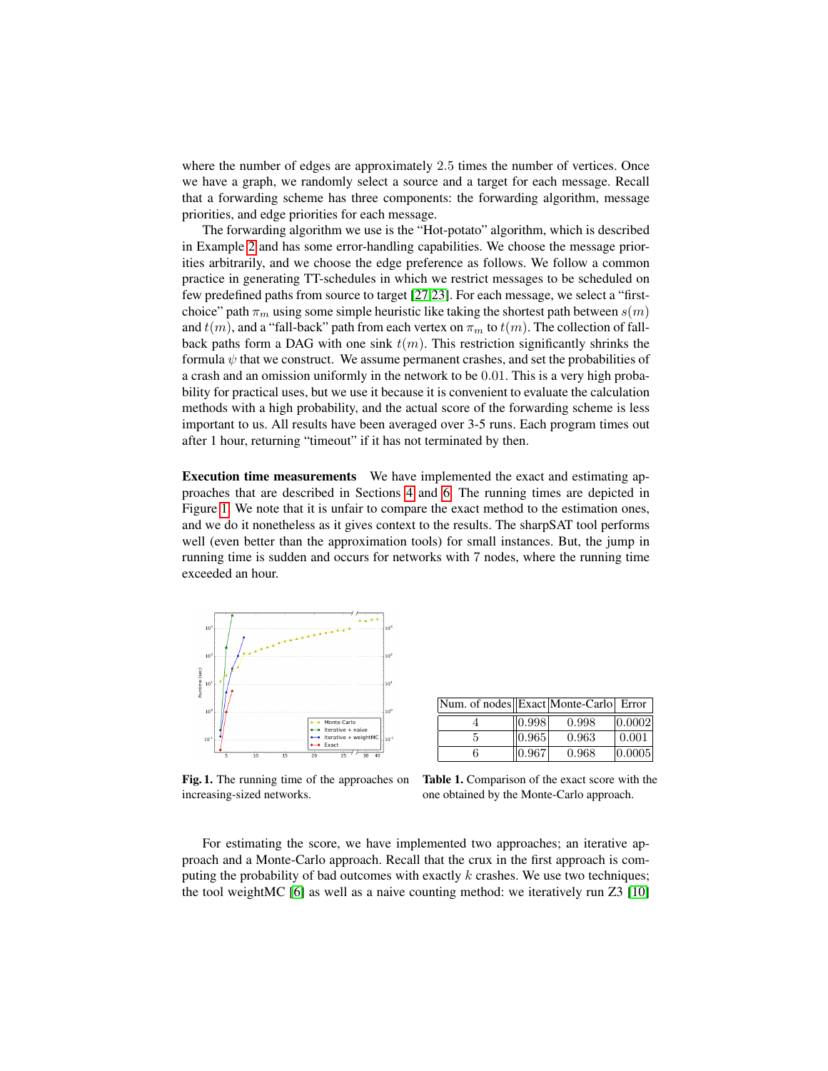where the number of edges are approximately 2.5 times the number of vertices. Once we have a graph, we randomly select a source and a target for each message. Recall that a forwarding scheme has three components: the forwarding algorithm, message priorities, and edge priorities for each message.

The forwarding algorithm we use is the "Hot-potato" algorithm, which is described in Example 2 and has some error-handling capabilities. We choose the message priorities arbitrarily, and we choose the edge preference as follows. We follow a common practice in generating TT-schedules in which we restrict messages to be scheduled on few predefined paths from source to target [27,23]. For each message, we select a "first-choice" path $\pi_m$ using some simple heuristic like taking the shortest path between $s(m)$ and $t(m)$, and a "fall-back" path from each vertex on $\pi_m$ to $t(m)$. The collection of fall-back paths form a DAG with one sink $t(m)$. This restriction significantly shrinks the formula $\psi$ that we construct. We assume permanent crashes, and set the probabilities of a crash and an omission uniformly in the network to be $0.01$. This is a very high probability for practical uses, but we use it because it is convenient to evaluate the calculation methods with a high probability, and the actual score of the forwarding scheme is less important to us. All results have been averaged over 3-5 runs. Each program times out after 1 hour, returning "timeout" if it has not terminated by then.

**Execution time measurements** We have implemented the exact and estimating approaches that are described in Sections 4 and 6. The running times are depicted in Figure 1. We note that it is unfair to compare the exact method to the estimation ones, and we do it nonetheless as it gives context to the results. The sharpSAT tool performs well (even better than the approximation tools) for small instances. But, the jump in running time is sudden and occurs for networks with 7 nodes, where the running time exceeded an hour.

**Fig. 1.** The running time of the approaches on increasing-sized networks.

| Num. of nodes | Exact | Monte-Carlo | Error |
|---|---|---|---|
| 4 | 0.998 | 0.998 | 0.0002 |
| 5 | 0.965 | 0.963 | 0.001 |
| 6 | 0.967 | 0.968 | 0.0005 |

**Table 1.** Comparison of the exact score with the one obtained by the Monte-Carlo approach.

For estimating the score, we have implemented two approaches; an iterative approach and a Monte-Carlo approach. Recall that the crux in the first approach is computing the probability of bad outcomes with exactly $k$ crashes. We use two techniques; the tool weightMC [6] as well as a naive counting method: we iteratively run Z3 [10]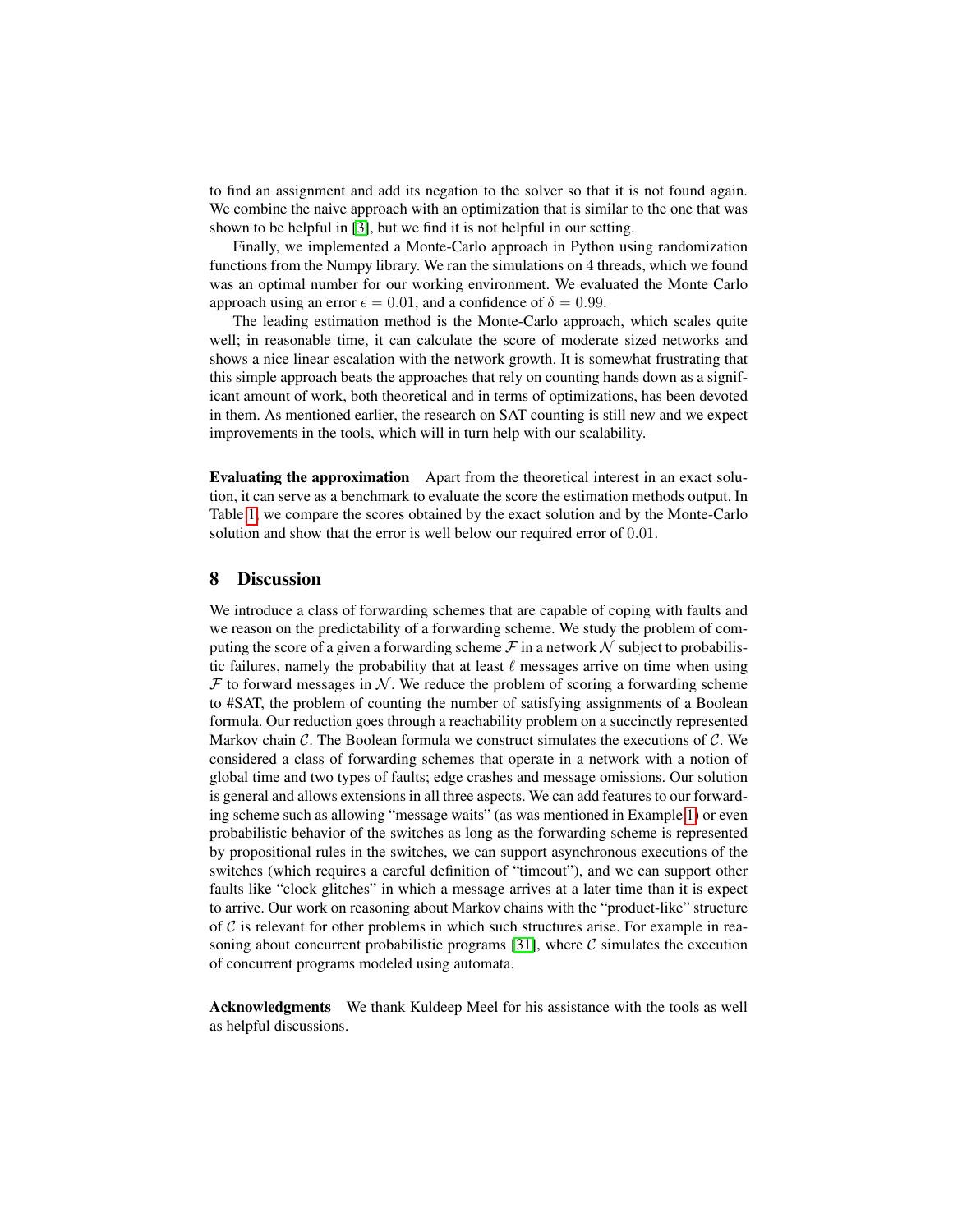to find an assignment and add its negation to the solver so that it is not found again. We combine the naive approach with an optimization that is similar to the one that was shown to be helpful in [3], but we find it is not helpful in our setting.

Finally, we implemented a Monte-Carlo approach in Python using randomization functions from the Numpy library. We ran the simulations on 4 threads, which we found was an optimal number for our working environment. We evaluated the Monte Carlo approach using an error $\epsilon = 0.01$, and a confidence of $\delta = 0.99$.

The leading estimation method is the Monte-Carlo approach, which scales quite well; in reasonable time, it can calculate the score of moderate sized networks and shows a nice linear escalation with the network growth. It is somewhat frustrating that this simple approach beats the approaches that rely on counting hands down as a significant amount of work, both theoretical and in terms of optimizations, has been devoted in them. As mentioned earlier, the research on SAT counting is still new and we expect improvements in the tools, which will in turn help with our scalability.

**Evaluating the approximation** Apart from the theoretical interest in an exact solution, it can serve as a benchmark to evaluate the score the estimation methods output. In Table 1, we compare the scores obtained by the exact solution and by the Monte-Carlo solution and show that the error is well below our required error of 0.01.

## 8 Discussion

We introduce a class of forwarding schemes that are capable of coping with faults and we reason on the predictability of a forwarding scheme. We study the problem of computing the score of a given a forwarding scheme $\mathcal{F}$ in a network $\mathcal{N}$ subject to probabilistic failures, namely the probability that at least $\ell$ messages arrive on time when using $\mathcal{F}$ to forward messages in $\mathcal{N}$. We reduce the problem of scoring a forwarding scheme to #SAT, the problem of counting the number of satisfying assignments of a Boolean formula. Our reduction goes through a reachability problem on a succinctly represented Markov chain $\mathcal{C}$. The Boolean formula we construct simulates the executions of $\mathcal{C}$. We considered a class of forwarding schemes that operate in a network with a notion of global time and two types of faults; edge crashes and message omissions. Our solution is general and allows extensions in all three aspects. We can add features to our forwarding scheme such as allowing "message waits" (as was mentioned in Example 1) or even probabilistic behavior of the switches as long as the forwarding scheme is represented by propositional rules in the switches, we can support asynchronous executions of the switches (which requires a careful definition of "timeout"), and we can support other faults like "clock glitches" in which a message arrives at a later time than it is expect to arrive. Our work on reasoning about Markov chains with the "product-like" structure of $\mathcal{C}$ is relevant for other problems in which such structures arise. For example in reasoning about concurrent probabilistic programs [31], where $\mathcal{C}$ simulates the execution of concurrent programs modeled using automata.

**Acknowledgments** We thank Kuldeep Meel for his assistance with the tools as well as helpful discussions.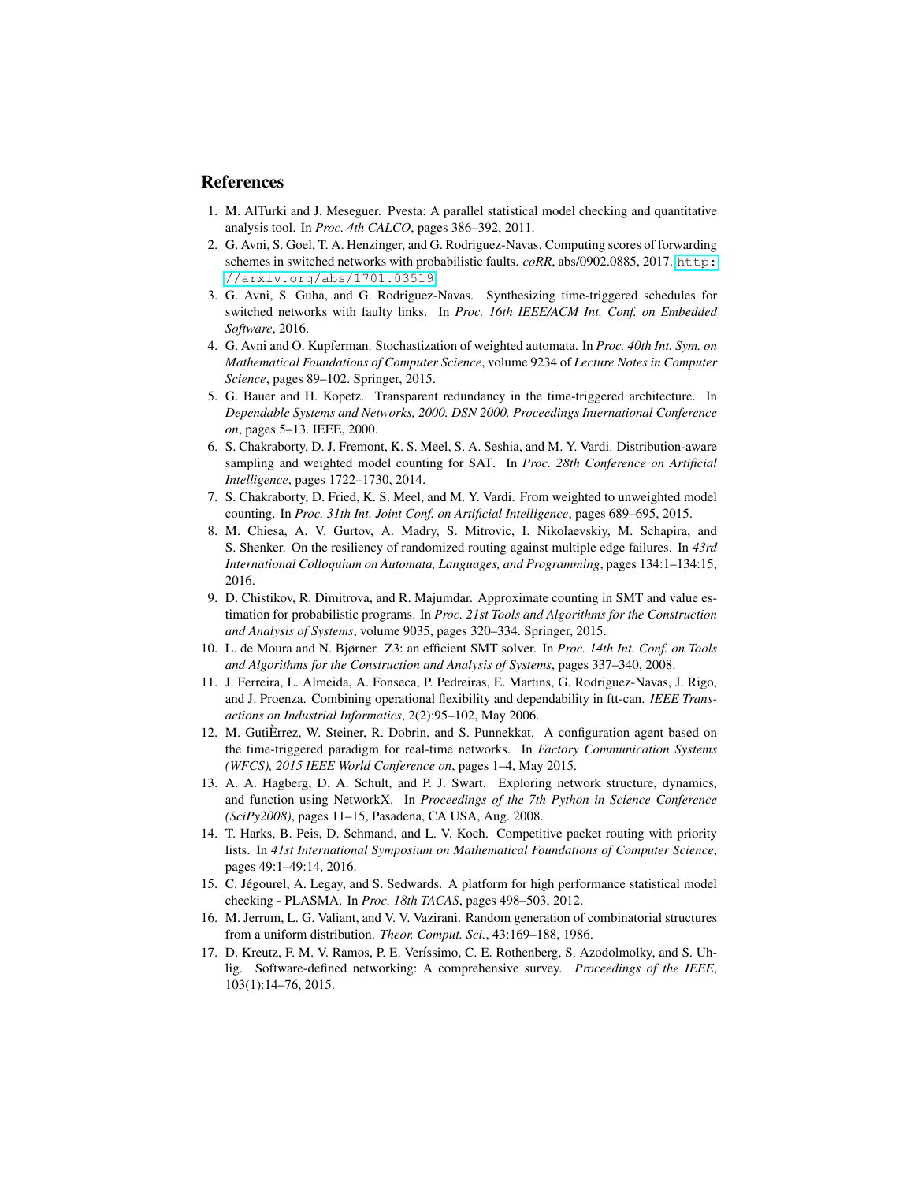## References

1. M. AlTurki and J. Meseguer. Pvesta: A parallel statistical model checking and quantitative analysis tool. In *Proc. 4th CALCO*, pages 386–392, 2011.
2. G. Avni, S. Goel, T. A. Henzinger, and G. Rodriguez-Navas. Computing scores of forwarding schemes in switched networks with probabilistic faults. *coRR*, abs/0902.0885, 2017. http://arxiv.org/abs/1701.03519
3. G. Avni, S. Guha, and G. Rodriguez-Navas. Synthesizing time-triggered schedules for switched networks with faulty links. In *Proc. 16th IEEE/ACM Int. Conf. on Embedded Software*, 2016.
4. G. Avni and O. Kupferman. Stochastization of weighted automata. In *Proc. 40th Int. Sym. on Mathematical Foundations of Computer Science*, volume 9234 of *Lecture Notes in Computer Science*, pages 89–102. Springer, 2015.
5. G. Bauer and H. Kopetz. Transparent redundancy in the time-triggered architecture. In *Dependable Systems and Networks, 2000. DSN 2000. Proceedings International Conference on*, pages 5–13. IEEE, 2000.
6. S. Chakraborty, D. J. Fremont, K. S. Meel, S. A. Seshia, and M. Y. Vardi. Distribution-aware sampling and weighted model counting for SAT. In *Proc. 28th Conference on Artificial Intelligence*, pages 1722–1730, 2014.
7. S. Chakraborty, D. Fried, K. S. Meel, and M. Y. Vardi. From weighted to unweighted model counting. In *Proc. 31th Int. Joint Conf. on Artificial Intelligence*, pages 689–695, 2015.
8. M. Chiesa, A. V. Gurtov, A. Madry, S. Mitrovic, I. Nikolaevskiy, M. Schapira, and S. Shenker. On the resiliency of randomized routing against multiple edge failures. In *43rd International Colloquium on Automata, Languages, and Programming*, pages 134:1–134:15, 2016.
9. D. Chistikov, R. Dimitrova, and R. Majumdar. Approximate counting in SMT and value estimation for probabilistic programs. In *Proc. 21st Tools and Algorithms for the Construction and Analysis of Systems*, volume 9035, pages 320–334. Springer, 2015.
10. L. de Moura and N. Bjørner. Z3: an efficient SMT solver. In *Proc. 14th Int. Conf. on Tools and Algorithms for the Construction and Analysis of Systems*, pages 337–340, 2008.
11. J. Ferreira, L. Almeida, A. Fonseca, P. Pedreiras, E. Martins, G. Rodriguez-Navas, J. Rigo, and J. Proenza. Combining operational flexibility and dependability in ftt-can. *IEEE Transactions on Industrial Informatics*, 2(2):95–102, May 2006.
12. M. GutiÈrrez, W. Steiner, R. Dobrin, and S. Punnekkat. A configuration agent based on the time-triggered paradigm for real-time networks. In *Factory Communication Systems (WFCS), 2015 IEEE World Conference on*, pages 1–4, May 2015.
13. A. A. Hagberg, D. A. Schult, and P. J. Swart. Exploring network structure, dynamics, and function using NetworkX. In *Proceedings of the 7th Python in Science Conference (SciPy2008)*, pages 11–15, Pasadena, CA USA, Aug. 2008.
14. T. Harks, B. Peis, D. Schmand, and L. V. Koch. Competitive packet routing with priority lists. In *41st International Symposium on Mathematical Foundations of Computer Science*, pages 49:1–49:14, 2016.
15. C. Jégourel, A. Legay, and S. Sedwards. A platform for high performance statistical model checking - PLASMA. In *Proc. 18th TACAS*, pages 498–503, 2012.
16. M. Jerrum, L. G. Valiant, and V. V. Vazirani. Random generation of combinatorial structures from a uniform distribution. *Theor. Comput. Sci.*, 43:169–188, 1986.
17. D. Kreutz, F. M. V. Ramos, P. E. Veríssimo, C. E. Rothenberg, S. Azodolmolky, and S. Uhlig. Software-defined networking: A comprehensive survey. *Proceedings of the IEEE*, 103(1):14–76, 2015.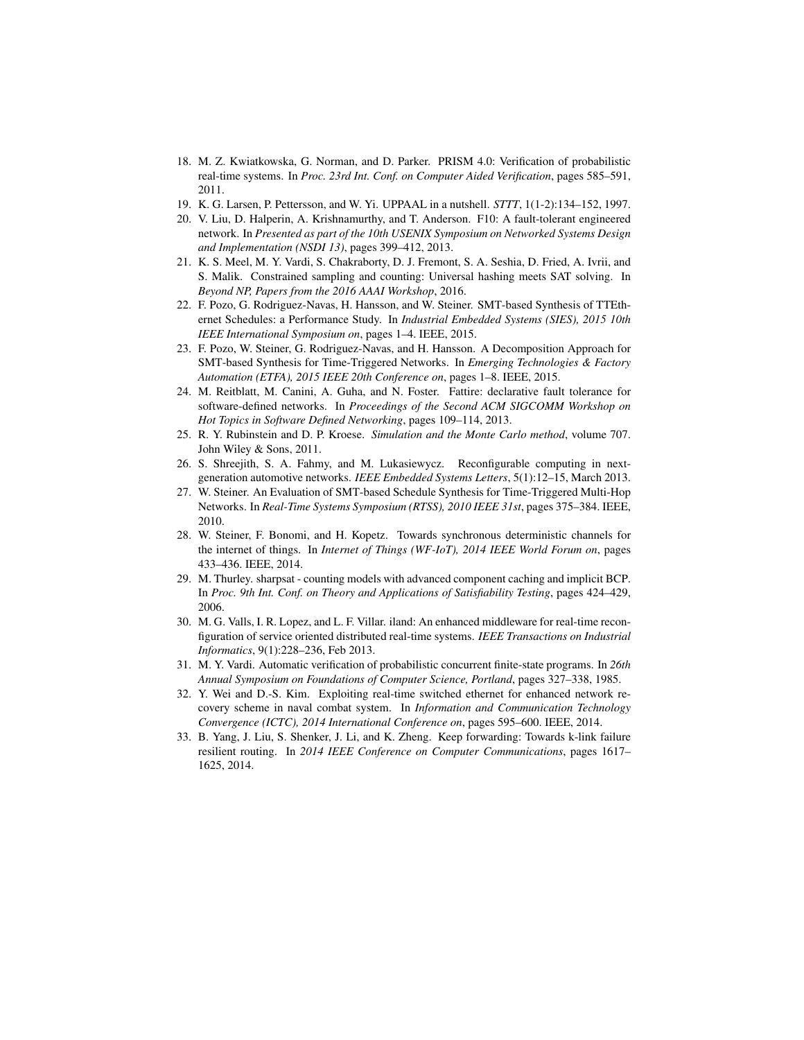18. M. Z. Kwiatkowska, G. Norman, and D. Parker. PRISM 4.0: Verification of probabilistic real-time systems. In *Proc. 23rd Int. Conf. on Computer Aided Verification*, pages 585–591, 2011.
19. K. G. Larsen, P. Pettersson, and W. Yi. UPPAAL in a nutshell. *STTT*, 1(1-2):134–152, 1997.
20. V. Liu, D. Halperin, A. Krishnamurthy, and T. Anderson. F10: A fault-tolerant engineered network. In *Presented as part of the 10th USENIX Symposium on Networked Systems Design and Implementation (NSDI 13)*, pages 399–412, 2013.
21. K. S. Meel, M. Y. Vardi, S. Chakraborty, D. J. Fremont, S. A. Seshia, D. Fried, A. Ivrii, and S. Malik. Constrained sampling and counting: Universal hashing meets SAT solving. In *Beyond NP, Papers from the 2016 AAAI Workshop*, 2016.
22. F. Pozo, G. Rodriguez-Navas, H. Hansson, and W. Steiner. SMT-based Synthesis of TTEthernet Schedules: a Performance Study. In *Industrial Embedded Systems (SIES), 2015 10th IEEE International Symposium on*, pages 1–4. IEEE, 2015.
23. F. Pozo, W. Steiner, G. Rodriguez-Navas, and H. Hansson. A Decomposition Approach for SMT-based Synthesis for Time-Triggered Networks. In *Emerging Technologies & Factory Automation (ETFA), 2015 IEEE 20th Conference on*, pages 1–8. IEEE, 2015.
24. M. Reitblatt, M. Canini, A. Guha, and N. Foster. Fattire: declarative fault tolerance for software-defined networks. In *Proceedings of the Second ACM SIGCOMM Workshop on Hot Topics in Software Defined Networking*, pages 109–114, 2013.
25. R. Y. Rubinstein and D. P. Kroese. *Simulation and the Monte Carlo method*, volume 707. John Wiley & Sons, 2011.
26. S. Shreejith, S. A. Fahmy, and M. Lukasiewycz. Reconfigurable computing in next-generation automotive networks. *IEEE Embedded Systems Letters*, 5(1):12–15, March 2013.
27. W. Steiner. An Evaluation of SMT-based Schedule Synthesis for Time-Triggered Multi-Hop Networks. In *Real-Time Systems Symposium (RTSS), 2010 IEEE 31st*, pages 375–384. IEEE, 2010.
28. W. Steiner, F. Bonomi, and H. Kopetz. Towards synchronous deterministic channels for the internet of things. In *Internet of Things (WF-IoT), 2014 IEEE World Forum on*, pages 433–436. IEEE, 2014.
29. M. Thurley. sharpsat - counting models with advanced component caching and implicit BCP. In *Proc. 9th Int. Conf. on Theory and Applications of Satisfiability Testing*, pages 424–429, 2006.
30. M. G. Valls, I. R. Lopez, and L. F. Villar. iland: An enhanced middleware for real-time reconfiguration of service oriented distributed real-time systems. *IEEE Transactions on Industrial Informatics*, 9(1):228–236, Feb 2013.
31. M. Y. Vardi. Automatic verification of probabilistic concurrent finite-state programs. In *26th Annual Symposium on Foundations of Computer Science, Portland*, pages 327–338, 1985.
32. Y. Wei and D.-S. Kim. Exploiting real-time switched ethernet for enhanced network recovery scheme in naval combat system. In *Information and Communication Technology Convergence (ICTC), 2014 International Conference on*, pages 595–600. IEEE, 2014.
33. B. Yang, J. Liu, S. Shenker, J. Li, and K. Zheng. Keep forwarding: Towards k-link failure resilient routing. In *2014 IEEE Conference on Computer Communications*, pages 1617–1625, 2014.